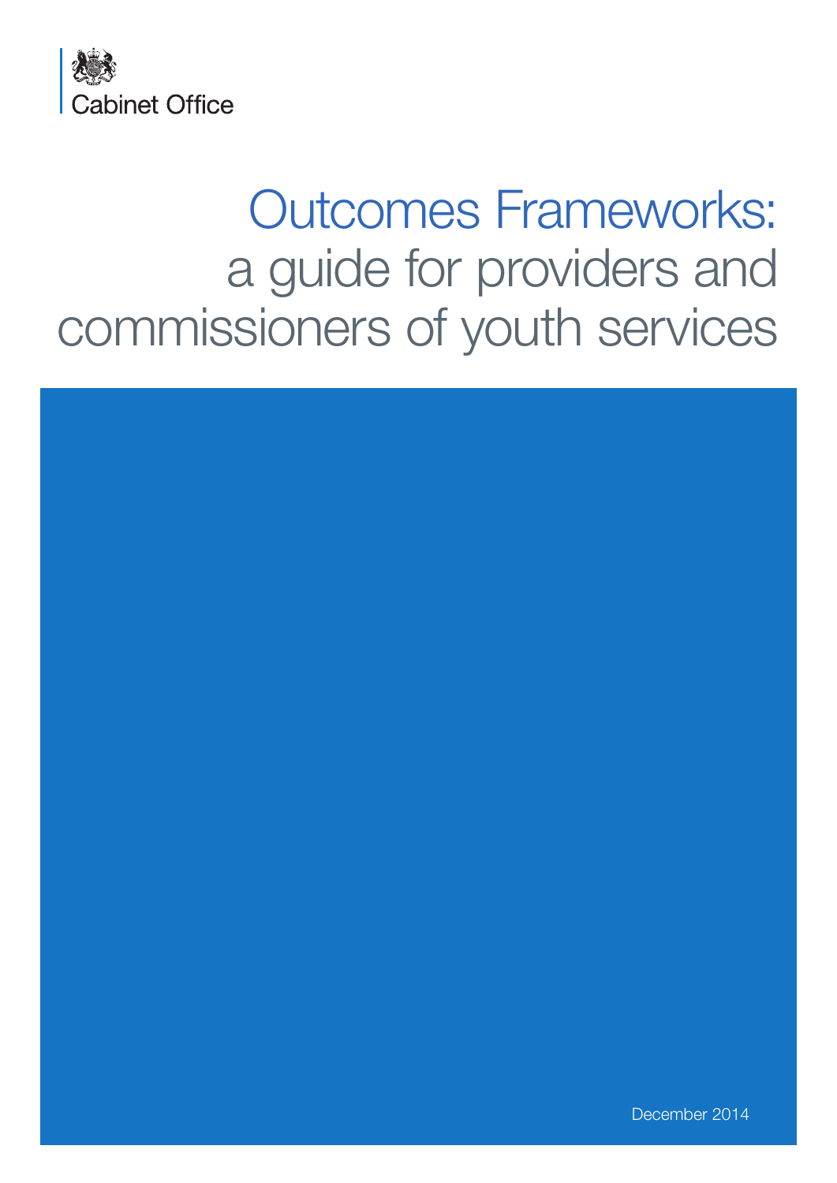Cabinet Office

# Outcomes Frameworks: a guide for providers and commissioners of youth services

December 2014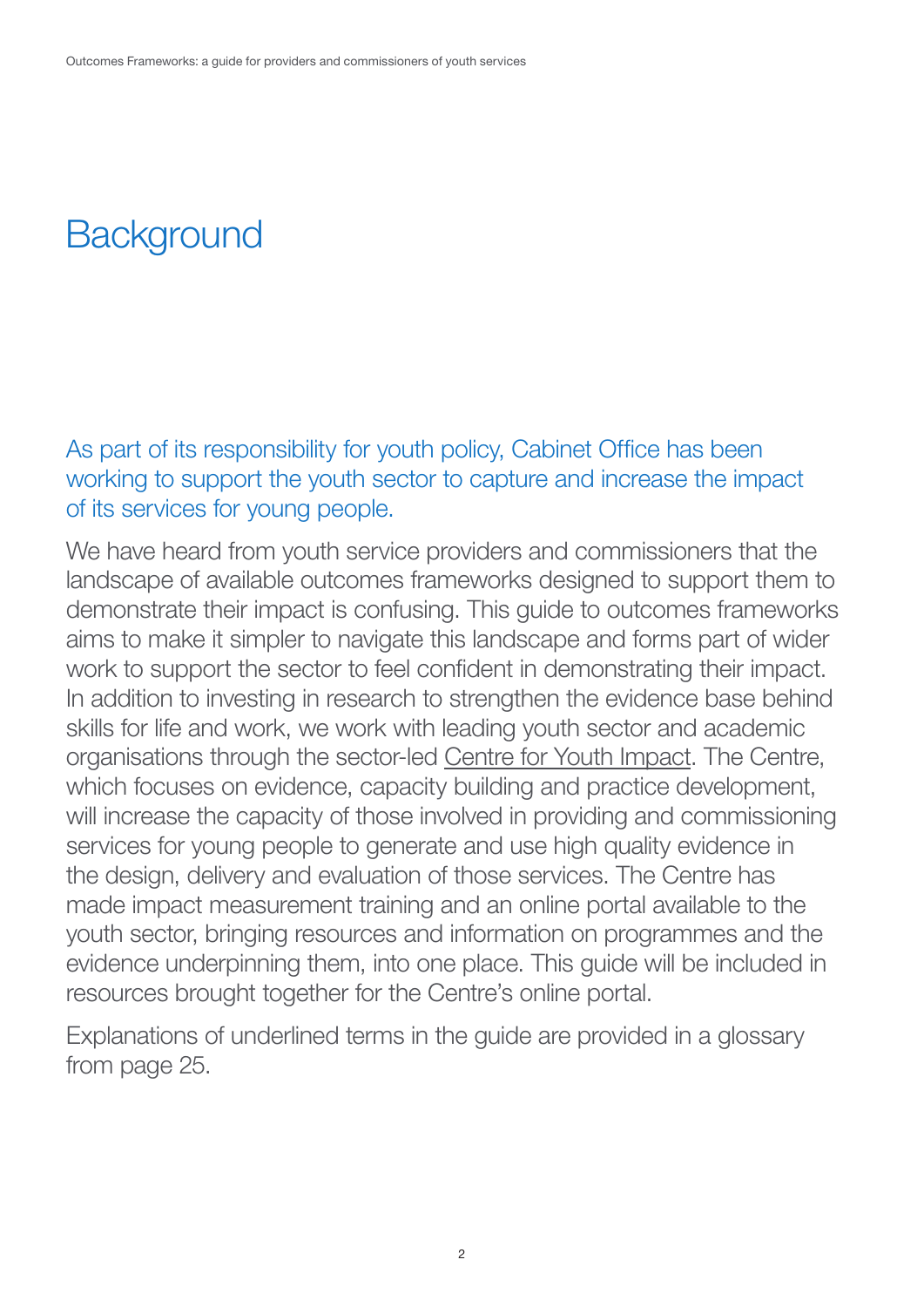# Background

As part of its responsibility for youth policy, Cabinet Office has been working to support the youth sector to capture and increase the impact of its services for young people.

We have heard from youth service providers and commissioners that the landscape of available outcomes frameworks designed to support them to demonstrate their impact is confusing. This guide to outcomes frameworks aims to make it simpler to navigate this landscape and forms part of wider work to support the sector to feel confident in demonstrating their impact. In addition to investing in research to strengthen the evidence base behind skills for life and work, we work with leading youth sector and academic organisations through the sector-led Centre for Youth Impact. The Centre, which focuses on evidence, capacity building and practice development, will increase the capacity of those involved in providing and commissioning services for young people to generate and use high quality evidence in the design, delivery and evaluation of those services. The Centre has made impact measurement training and an online portal available to the youth sector, bringing resources and information on programmes and the evidence underpinning them, into one place. This guide will be included in resources brought together for the Centre's online portal.

Explanations of underlined terms in the guide are provided in a glossary from page 25.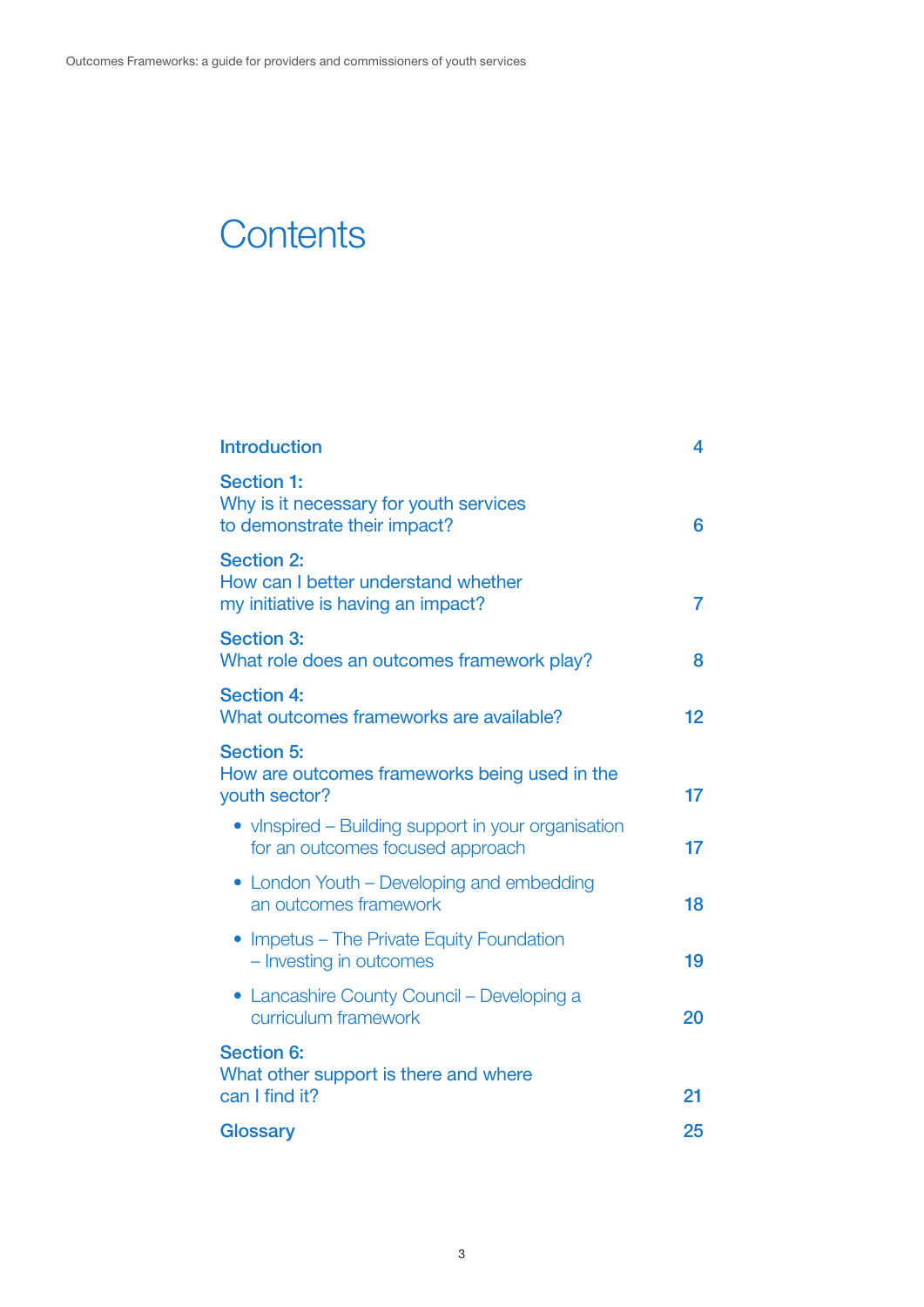# Contents

| | |
|---|---|
| **Introduction** | 4 |
| **Section 1:** Why is it necessary for youth services to demonstrate their impact? | 6 |
| **Section 2:** How can I better understand whether my initiative is having an impact? | 7 |
| **Section 3:** What role does an outcomes framework play? | 8 |
| **Section 4:** What outcomes frameworks are available? | 12 |
| **Section 5:** How are outcomes frameworks being used in the youth sector? | 17 |
| • vInspired – Building support in your organisation for an outcomes focused approach | 17 |
| • London Youth – Developing and embedding an outcomes framework | 18 |
| • Impetus – The Private Equity Foundation – Investing in outcomes | 19 |
| • Lancashire County Council – Developing a curriculum framework | 20 |
| **Section 6:** What other support is there and where can I find it? | 21 |
| **Glossary** | 25 |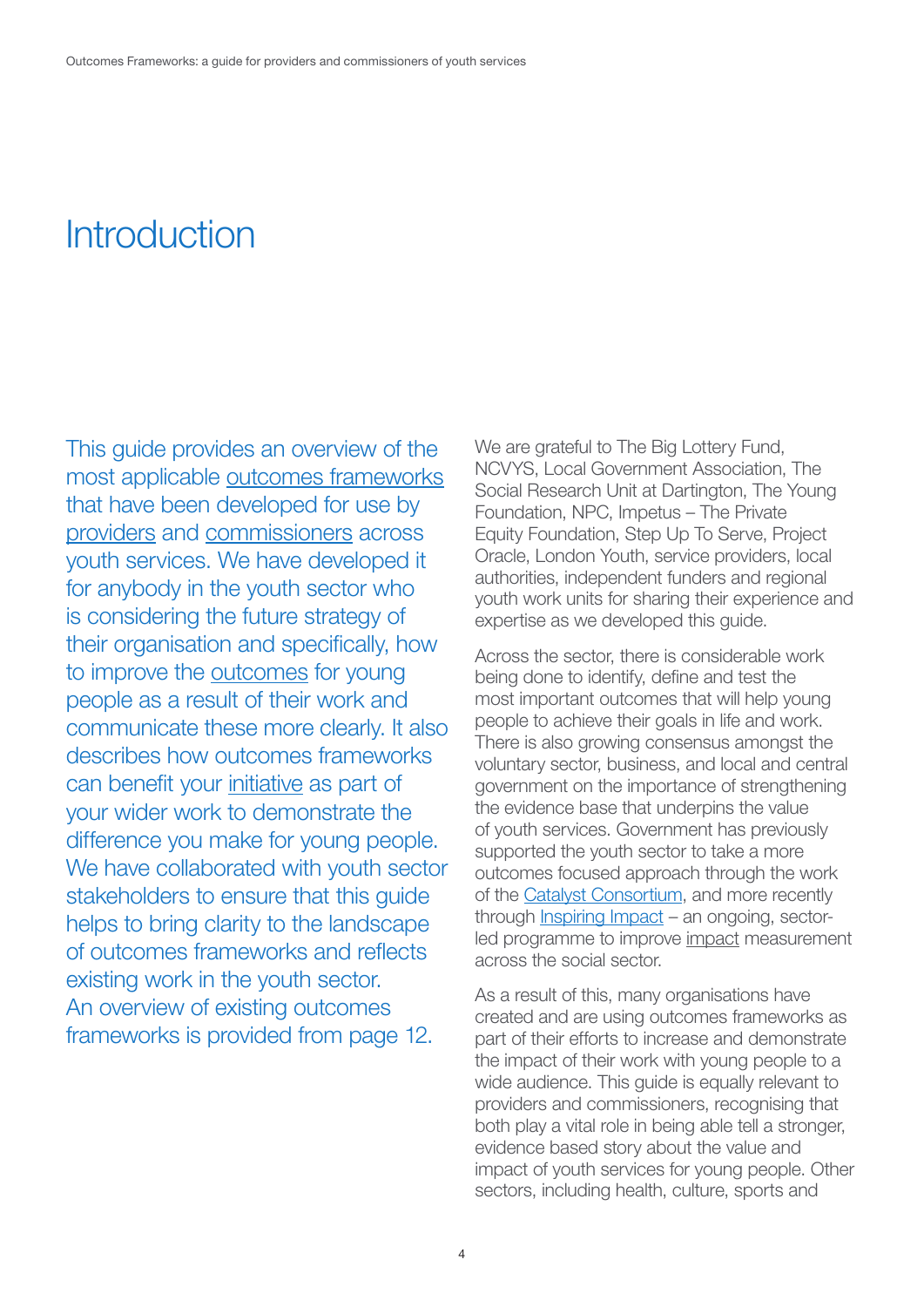# Introduction

This guide provides an overview of the most applicable outcomes frameworks that have been developed for use by providers and commissioners across youth services. We have developed it for anybody in the youth sector who is considering the future strategy of their organisation and specifically, how to improve the outcomes for young people as a result of their work and communicate these more clearly. It also describes how outcomes frameworks can benefit your initiative as part of your wider work to demonstrate the difference you make for young people. We have collaborated with youth sector stakeholders to ensure that this guide helps to bring clarity to the landscape of outcomes frameworks and reflects existing work in the youth sector. An overview of existing outcomes frameworks is provided from page 12.

We are grateful to The Big Lottery Fund, NCVYS, Local Government Association, The Social Research Unit at Dartington, The Young Foundation, NPC, Impetus – The Private Equity Foundation, Step Up To Serve, Project Oracle, London Youth, service providers, local authorities, independent funders and regional youth work units for sharing their experience and expertise as we developed this guide.

Across the sector, there is considerable work being done to identify, define and test the most important outcomes that will help young people to achieve their goals in life and work. There is also growing consensus amongst the voluntary sector, business, and local and central government on the importance of strengthening the evidence base that underpins the value of youth services. Government has previously supported the youth sector to take a more outcomes focused approach through the work of the Catalyst Consortium, and more recently through Inspiring Impact – an ongoing, sector-led programme to improve impact measurement across the social sector.

As a result of this, many organisations have created and are using outcomes frameworks as part of their efforts to increase and demonstrate the impact of their work with young people to a wide audience. This guide is equally relevant to providers and commissioners, recognising that both play a vital role in being able tell a stronger, evidence based story about the value and impact of youth services for young people. Other sectors, including health, culture, sports and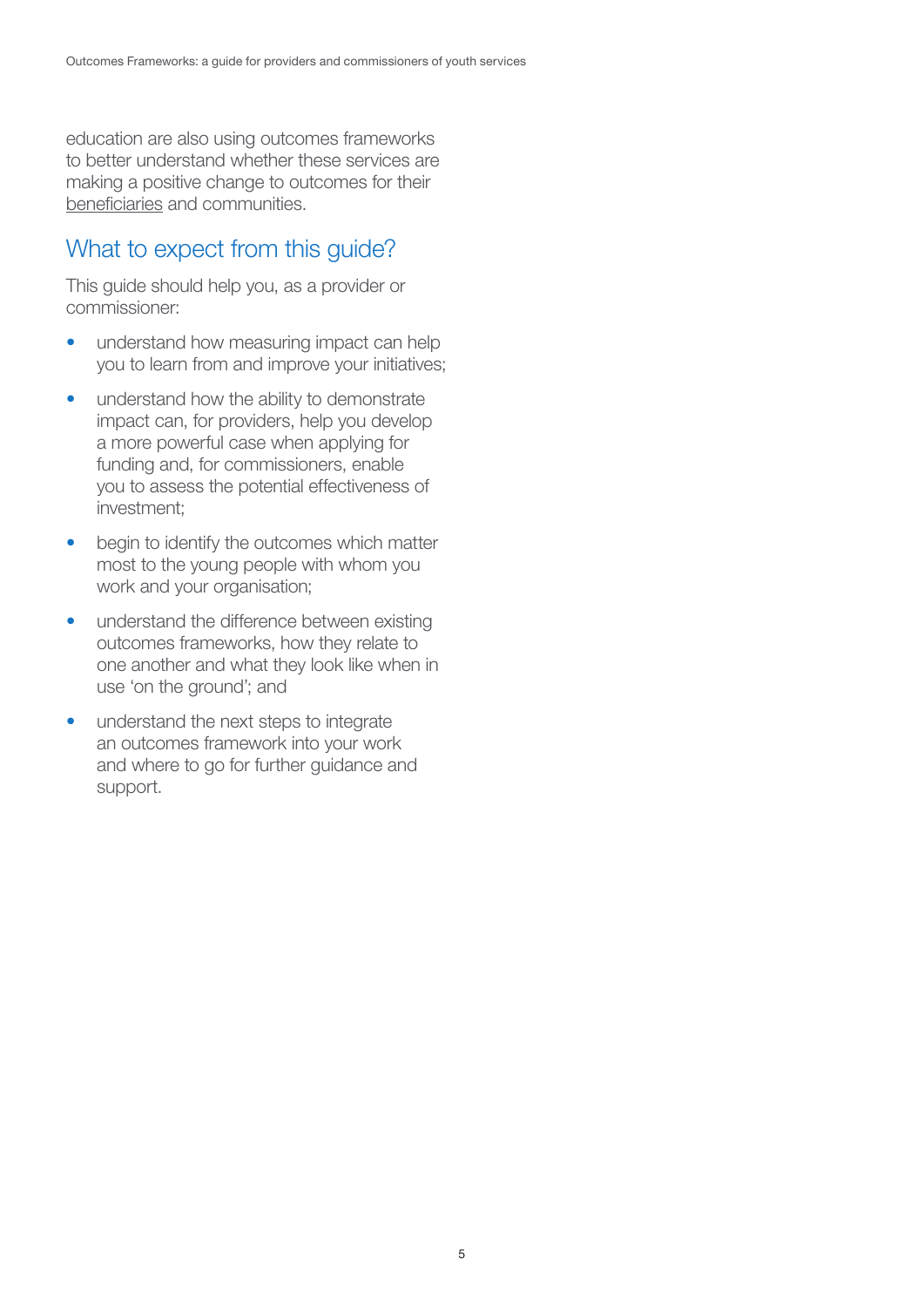education are also using outcomes frameworks to better understand whether these services are making a positive change to outcomes for their beneficiaries and communities.

## What to expect from this guide?

This guide should help you, as a provider or commissioner:

- understand how measuring impact can help you to learn from and improve your initiatives;
- understand how the ability to demonstrate impact can, for providers, help you develop a more powerful case when applying for funding and, for commissioners, enable you to assess the potential effectiveness of investment;
- begin to identify the outcomes which matter most to the young people with whom you work and your organisation;
- understand the difference between existing outcomes frameworks, how they relate to one another and what they look like when in use 'on the ground'; and
- understand the next steps to integrate an outcomes framework into your work and where to go for further guidance and support.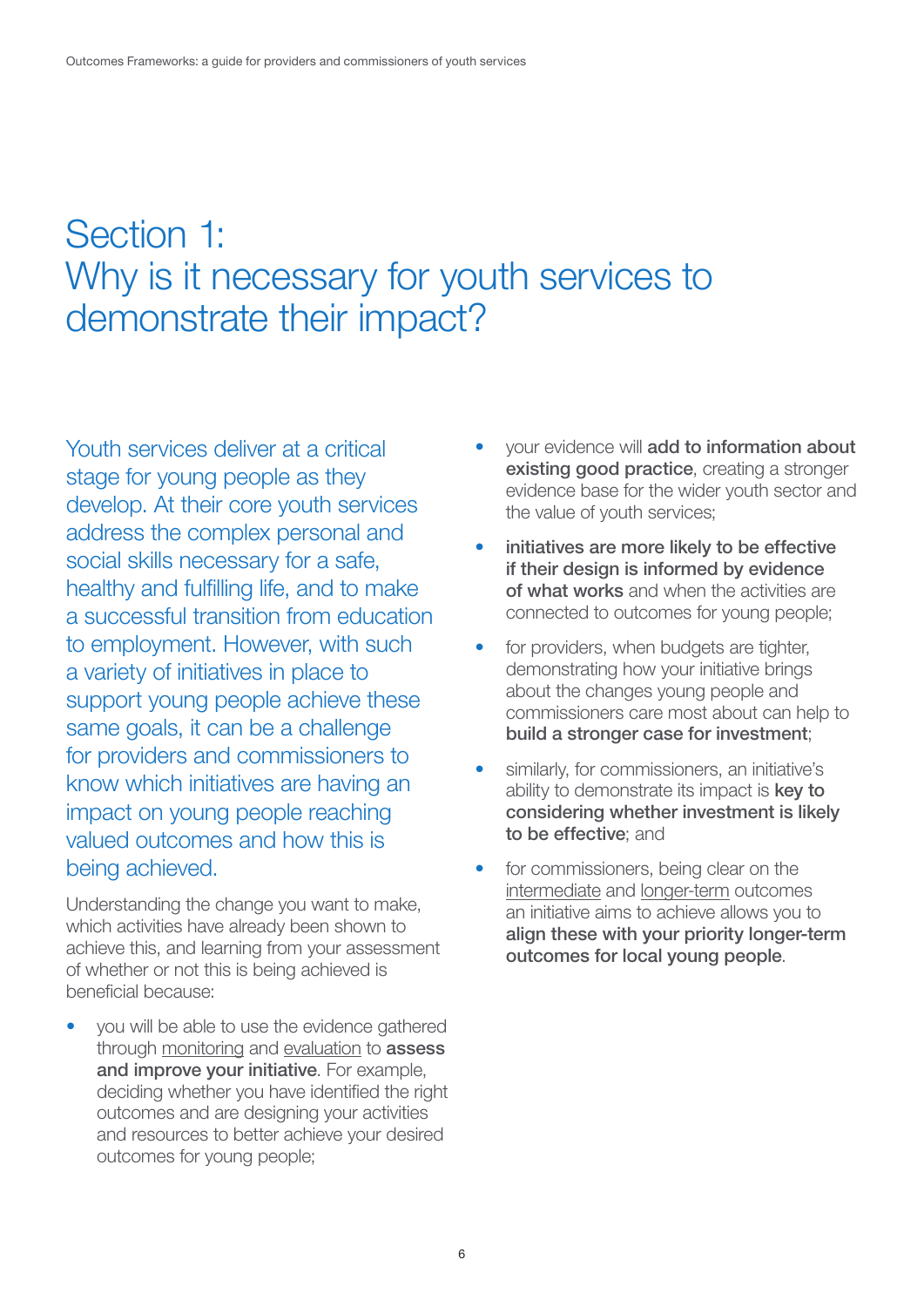# Section 1: Why is it necessary for youth services to demonstrate their impact?

Youth services deliver at a critical stage for young people as they develop. At their core youth services address the complex personal and social skills necessary for a safe, healthy and fulfilling life, and to make a successful transition from education to employment. However, with such a variety of initiatives in place to support young people achieve these same goals, it can be a challenge for providers and commissioners to know which initiatives are having an impact on young people reaching valued outcomes and how this is being achieved.

Understanding the change you want to make, which activities have already been shown to achieve this, and learning from your assessment of whether or not this is being achieved is beneficial because:

- you will be able to use the evidence gathered through monitoring and evaluation to **assess and improve your initiative**. For example, deciding whether you have identified the right outcomes and are designing your activities and resources to better achieve your desired outcomes for young people;
- your evidence will **add to information about existing good practice**, creating a stronger evidence base for the wider youth sector and the value of youth services;
- **initiatives are more likely to be effective if their design is informed by evidence of what works** and when the activities are connected to outcomes for young people;
- for providers, when budgets are tighter, demonstrating how your initiative brings about the changes young people and commissioners care most about can help to **build a stronger case for investment**;
- similarly, for commissioners, an initiative's ability to demonstrate its impact is **key to considering whether investment is likely to be effective**; and
- for commissioners, being clear on the intermediate and longer-term outcomes an initiative aims to achieve allows you to **align these with your priority longer-term outcomes for local young people**.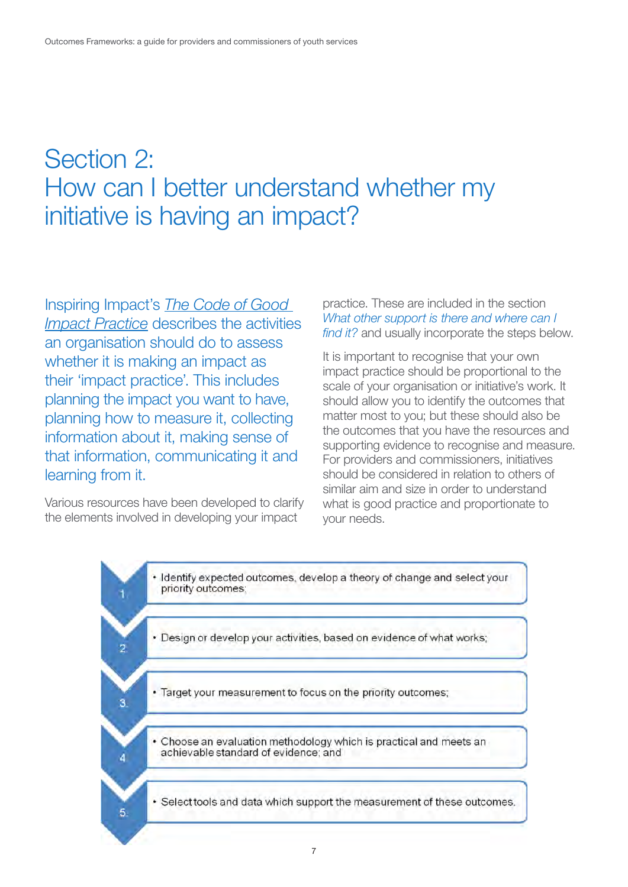# Section 2: How can I better understand whether my initiative is having an impact?

Inspiring Impact's *The Code of Good Impact Practice* describes the activities an organisation should do to assess whether it is making an impact as their 'impact practice'. This includes planning the impact you want to have, planning how to measure it, collecting information about it, making sense of that information, communicating it and learning from it.

Various resources have been developed to clarify the elements involved in developing your impact practice. These are included in the section *What other support is there and where can I find it?* and usually incorporate the steps below.

It is important to recognise that your own impact practice should be proportional to the scale of your organisation or initiative's work. It should allow you to identify the outcomes that matter most to you; but these should also be the outcomes that you have the resources and supporting evidence to recognise and measure. For providers and commissioners, initiatives should be considered in relation to others of similar aim and size in order to understand what is good practice and proportionate to your needs.

1. Identify expected outcomes, develop a theory of change and select your priority outcomes;
2. Design or develop your activities, based on evidence of what works;
3. Target your measurement to focus on the priority outcomes;
4. Choose an evaluation methodology which is practical and meets an achievable standard of evidence; and
5. Select tools and data which support the measurement of these outcomes.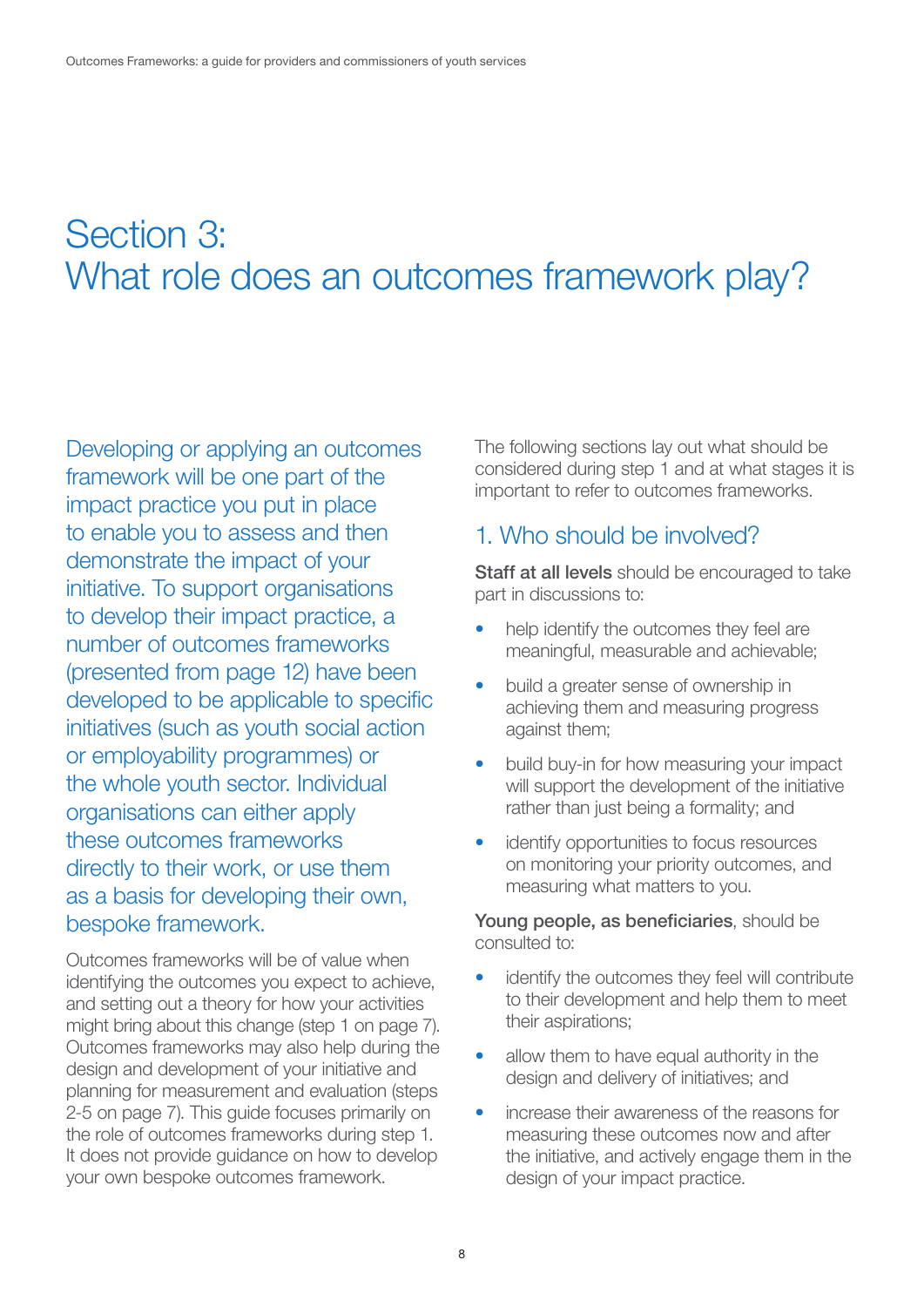# Section 3: What role does an outcomes framework play?

Developing or applying an outcomes framework will be one part of the impact practice you put in place to enable you to assess and then demonstrate the impact of your initiative. To support organisations to develop their impact practice, a number of outcomes frameworks (presented from page 12) have been developed to be applicable to specific initiatives (such as youth social action or employability programmes) or the whole youth sector. Individual organisations can either apply these outcomes frameworks directly to their work, or use them as a basis for developing their own, bespoke framework.

Outcomes frameworks will be of value when identifying the outcomes you expect to achieve, and setting out a theory for how your activities might bring about this change (step 1 on page 7). Outcomes frameworks may also help during the design and development of your initiative and planning for measurement and evaluation (steps 2-5 on page 7). This guide focuses primarily on the role of outcomes frameworks during step 1. It does not provide guidance on how to develop your own bespoke outcomes framework.

The following sections lay out what should be considered during step 1 and at what stages it is important to refer to outcomes frameworks.

## 1. Who should be involved?

**Staff at all levels** should be encouraged to take part in discussions to:

- help identify the outcomes they feel are meaningful, measurable and achievable;
- build a greater sense of ownership in achieving them and measuring progress against them;
- build buy-in for how measuring your impact will support the development of the initiative rather than just being a formality; and
- identify opportunities to focus resources on monitoring your priority outcomes, and measuring what matters to you.

**Young people, as beneficiaries**, should be consulted to:

- identify the outcomes they feel will contribute to their development and help them to meet their aspirations;
- allow them to have equal authority in the design and delivery of initiatives; and
- increase their awareness of the reasons for measuring these outcomes now and after the initiative, and actively engage them in the design of your impact practice.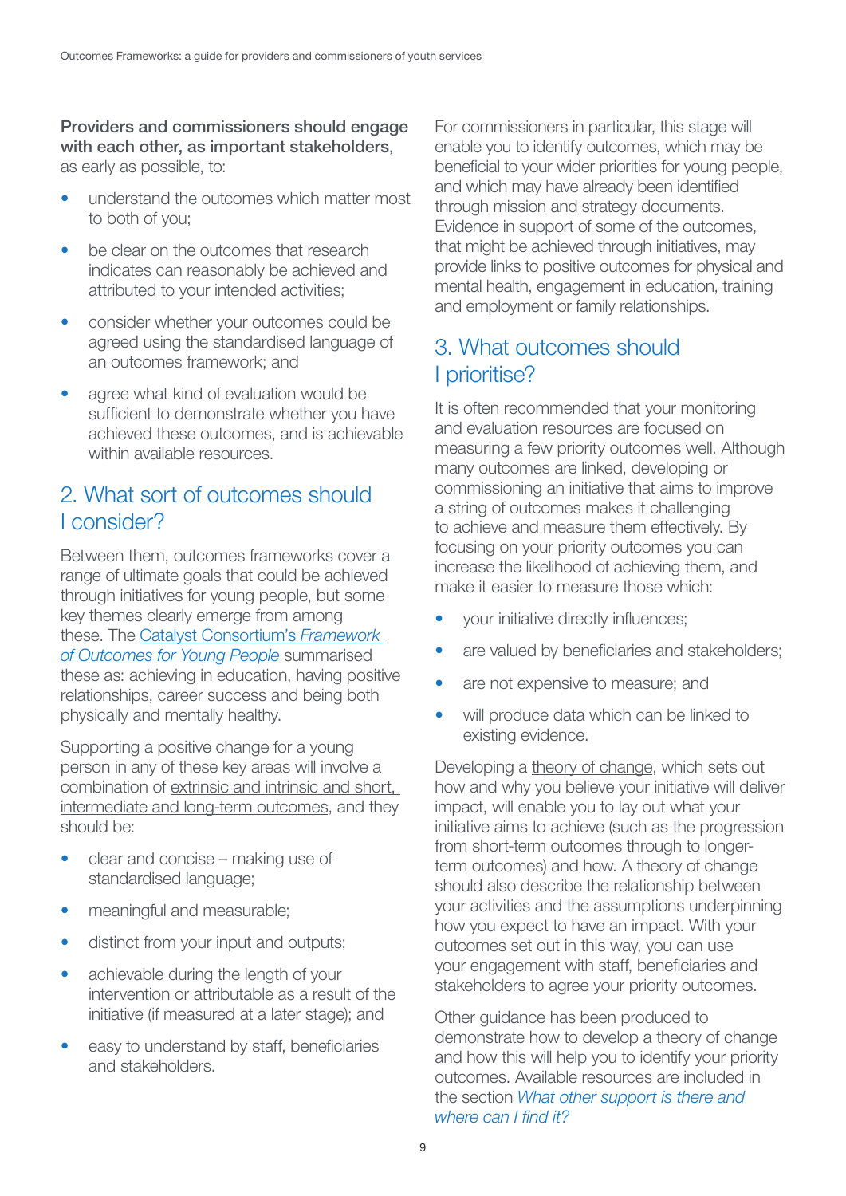**Providers and commissioners should engage with each other, as important stakeholders**, as early as possible, to:

- understand the outcomes which matter most to both of you;
- be clear on the outcomes that research indicates can reasonably be achieved and attributed to your intended activities;
- consider whether your outcomes could be agreed using the standardised language of an outcomes framework; and
- agree what kind of evaluation would be sufficient to demonstrate whether you have achieved these outcomes, and is achievable within available resources.

## 2. What sort of outcomes should I consider?

Between them, outcomes frameworks cover a range of ultimate goals that could be achieved through initiatives for young people, but some key themes clearly emerge from among these. The Catalyst Consortium's *Framework of Outcomes for Young People* summarised these as: achieving in education, having positive relationships, career success and being both physically and mentally healthy.

Supporting a positive change for a young person in any of these key areas will involve a combination of extrinsic and intrinsic and short, intermediate and long-term outcomes, and they should be:

- clear and concise – making use of standardised language;
- meaningful and measurable;
- distinct from your input and outputs;
- achievable during the length of your intervention or attributable as a result of the initiative (if measured at a later stage); and
- easy to understand by staff, beneficiaries and stakeholders.

For commissioners in particular, this stage will enable you to identify outcomes, which may be beneficial to your wider priorities for young people, and which may have already been identified through mission and strategy documents. Evidence in support of some of the outcomes, that might be achieved through initiatives, may provide links to positive outcomes for physical and mental health, engagement in education, training and employment or family relationships.

## 3. What outcomes should I prioritise?

It is often recommended that your monitoring and evaluation resources are focused on measuring a few priority outcomes well. Although many outcomes are linked, developing or commissioning an initiative that aims to improve a string of outcomes makes it challenging to achieve and measure them effectively. By focusing on your priority outcomes you can increase the likelihood of achieving them, and make it easier to measure those which:

- your initiative directly influences;
- are valued by beneficiaries and stakeholders;
- are not expensive to measure; and
- will produce data which can be linked to existing evidence.

Developing a theory of change, which sets out how and why you believe your initiative will deliver impact, will enable you to lay out what your initiative aims to achieve (such as the progression from short-term outcomes through to longer-term outcomes) and how. A theory of change should also describe the relationship between your activities and the assumptions underpinning how you expect to have an impact. With your outcomes set out in this way, you can use your engagement with staff, beneficiaries and stakeholders to agree your priority outcomes.

Other guidance has been produced to demonstrate how to develop a theory of change and how this will help you to identify your priority outcomes. Available resources are included in the section *What other support is there and where can I find it?*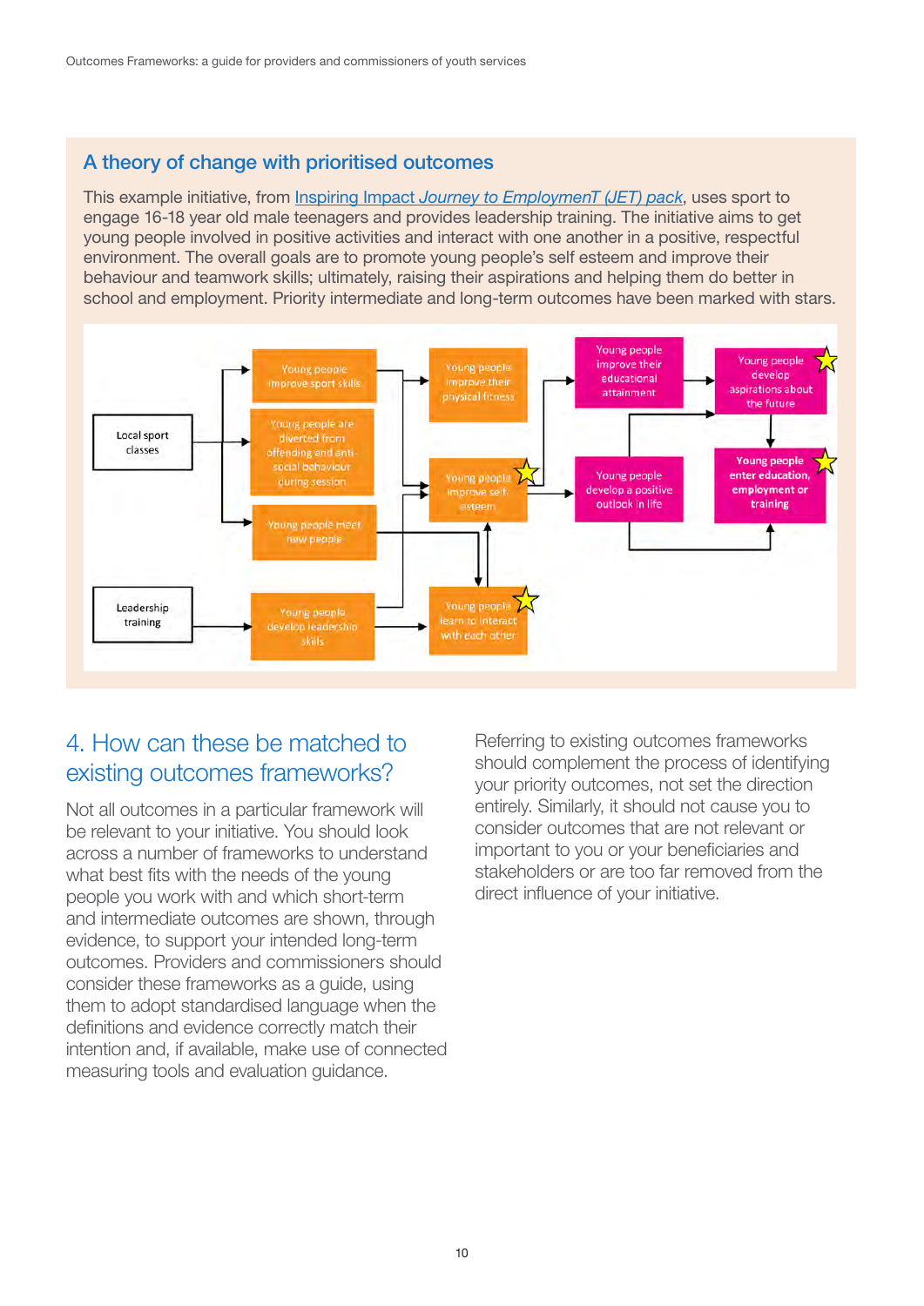## A theory of change with prioritised outcomes

This example initiative, from Inspiring Impact *Journey to EmploymenT (JET) pack*, uses sport to engage 16-18 year old male teenagers and provides leadership training. The initiative aims to get young people involved in positive activities and interact with one another in a positive, respectful environment. The overall goals are to promote young people's self esteem and improve their behaviour and teamwork skills; ultimately, raising their aspirations and helping them do better in school and employment. Priority intermediate and long-term outcomes have been marked with stars.

Local sport classes

Young people improve sport skills

Young people are diverted from offending and anti-social behaviour during session

Young people meet new people

Leadership training

Young people develop leadership skills

Young people improve their physical fitness

Young people improve self-esteem ★

Young people learn to interact with each other ★

Young people improve their educational attainment

Young people develop a positive outlook in life

Young people develop aspirations about the future ★

**Young people enter education, employment or training** ★

# 4. How can these be matched to existing outcomes frameworks?

Not all outcomes in a particular framework will be relevant to your initiative. You should look across a number of frameworks to understand what best fits with the needs of the young people you work with and which short-term and intermediate outcomes are shown, through evidence, to support your intended long-term outcomes. Providers and commissioners should consider these frameworks as a guide, using them to adopt standardised language when the definitions and evidence correctly match their intention and, if available, make use of connected measuring tools and evaluation guidance.

Referring to existing outcomes frameworks should complement the process of identifying your priority outcomes, not set the direction entirely. Similarly, it should not cause you to consider outcomes that are not relevant or important to you or your beneficiaries and stakeholders or are too far removed from the direct influence of your initiative.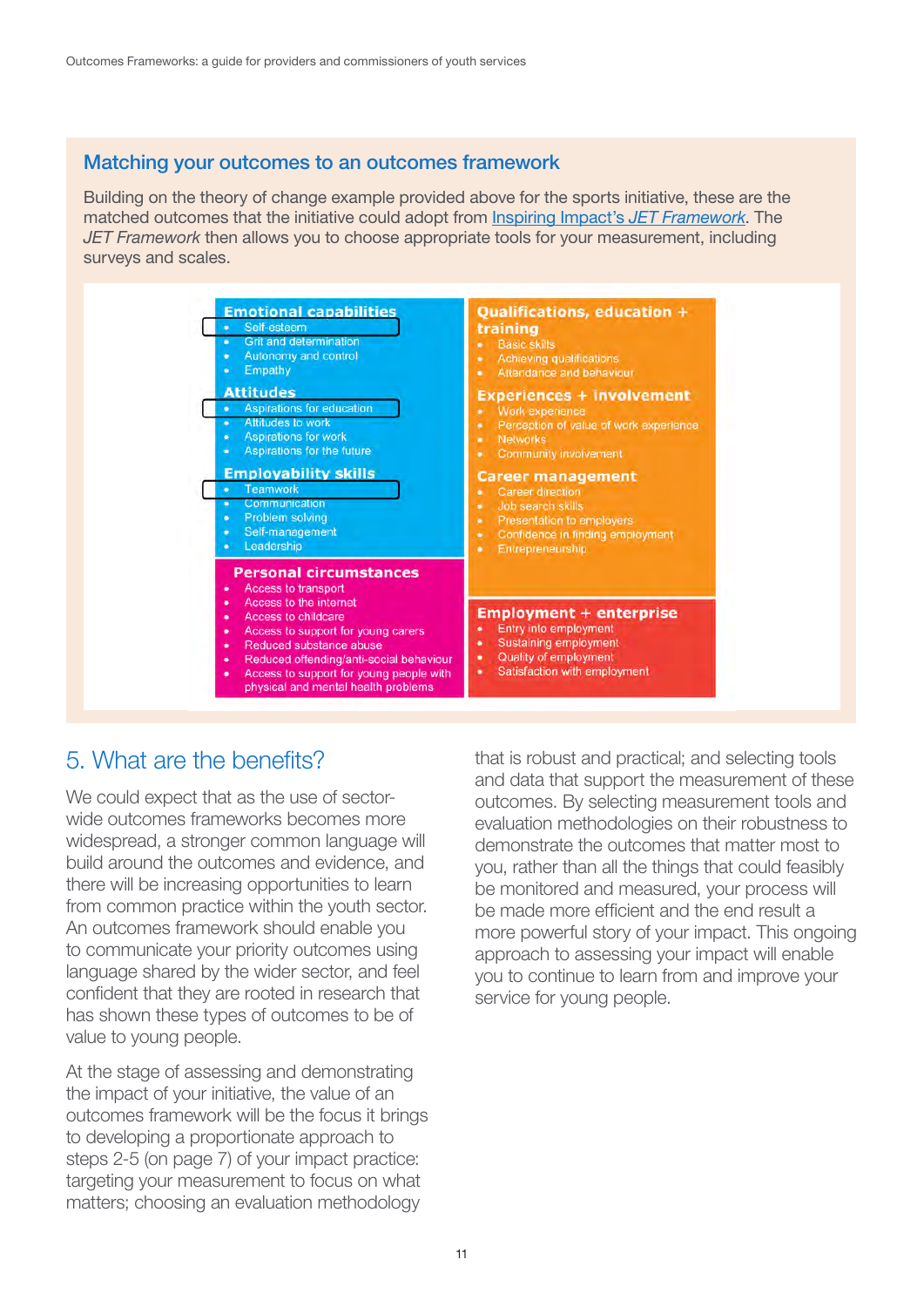## Matching your outcomes to an outcomes framework

Building on the theory of change example provided above for the sports initiative, these are the matched outcomes that the initiative could adopt from Inspiring Impact's *JET Framework*. The *JET Framework* then allows you to choose appropriate tools for your measurement, including surveys and scales.

**Emotional capabilities**
- Self-esteem
- Grit and determination
- Autonomy and control
- Empathy

**Attitudes**
- Aspirations for education
- Attitudes to work
- Aspirations for work
- Aspirations for the future

**Employability skills**
- Teamwork
- Communication
- Problem solving
- Self-management
- Leadership

**Personal circumstances**
- Access to transport
- Access to the internet
- Access to childcare
- Access to support for young carers
- Reduced substance abuse
- Reduced offending/anti-social behaviour
- Access to support for young people with physical and mental health problems

**Qualifications, education + training**
- Basic skills
- Achieving qualifications
- Attendance and behaviour

**Experiences + involvement**
- Work experience
- Perception of value of work experience
- Networks
- Community involvement

**Career management**
- Career direction
- Job search skills
- Presentation to employers
- Confidence in finding employment
- Entrepreneurship

**Employment + enterprise**
- Entry into employment
- Sustaining employment
- Quality of employment
- Satisfaction with employment

## 5. What are the benefits?

We could expect that as the use of sector-wide outcomes frameworks becomes more widespread, a stronger common language will build around the outcomes and evidence, and there will be increasing opportunities to learn from common practice within the youth sector. An outcomes framework should enable you to communicate your priority outcomes using language shared by the wider sector, and feel confident that they are rooted in research that has shown these types of outcomes to be of value to young people.

At the stage of assessing and demonstrating the impact of your initiative, the value of an outcomes framework will be the focus it brings to developing a proportionate approach to steps 2-5 (on page 7) of your impact practice: targeting your measurement to focus on what matters; choosing an evaluation methodology that is robust and practical; and selecting tools and data that support the measurement of these outcomes. By selecting measurement tools and evaluation methodologies on their robustness to demonstrate the outcomes that matter most to you, rather than all the things that could feasibly be monitored and measured, your process will be made more efficient and the end result a more powerful story of your impact. This ongoing approach to assessing your impact will enable you to continue to learn from and improve your service for young people.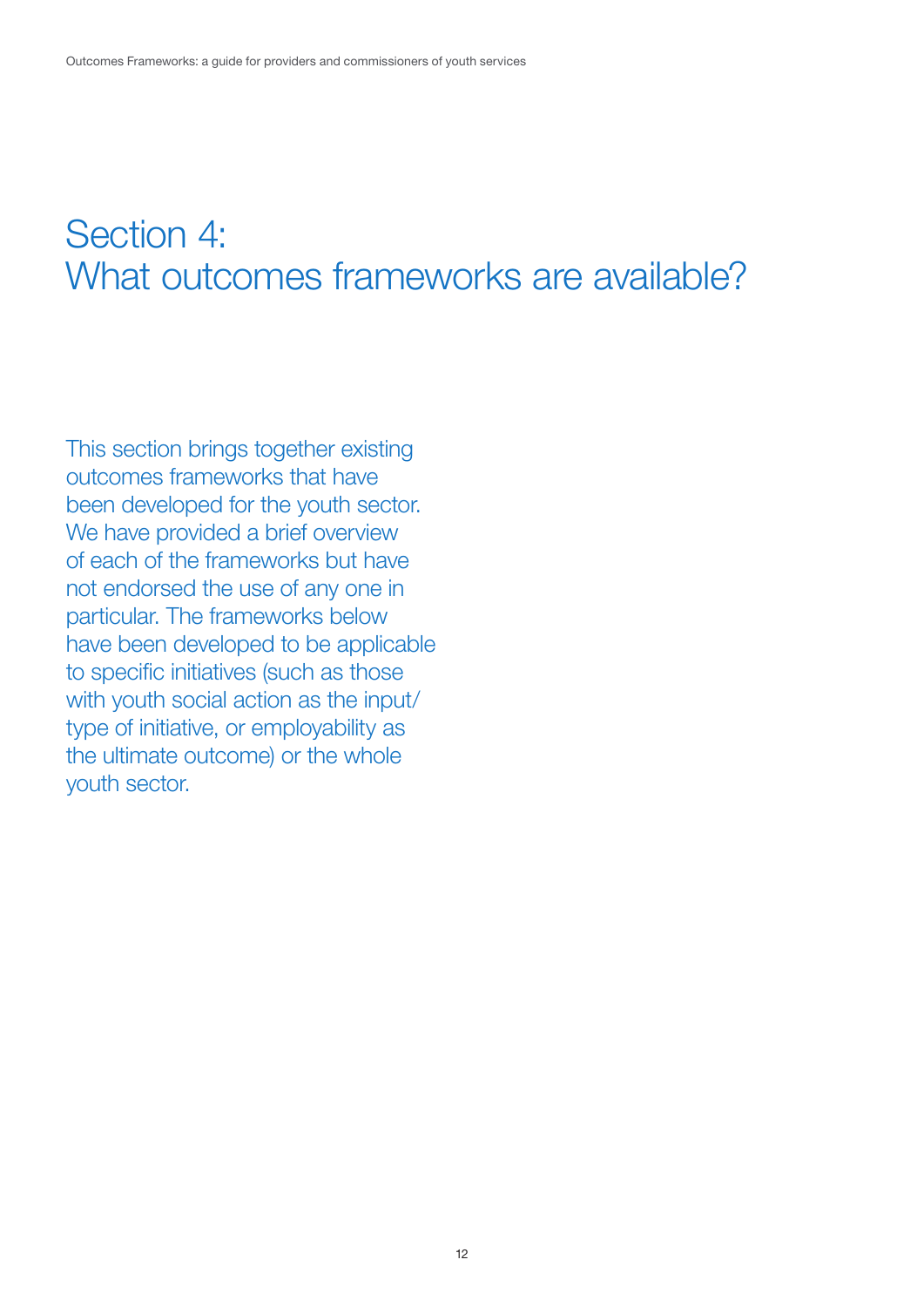# Section 4: What outcomes frameworks are available?

This section brings together existing outcomes frameworks that have been developed for the youth sector. We have provided a brief overview of each of the frameworks but have not endorsed the use of any one in particular. The frameworks below have been developed to be applicable to specific initiatives (such as those with youth social action as the input/type of initiative, or employability as the ultimate outcome) or the whole youth sector.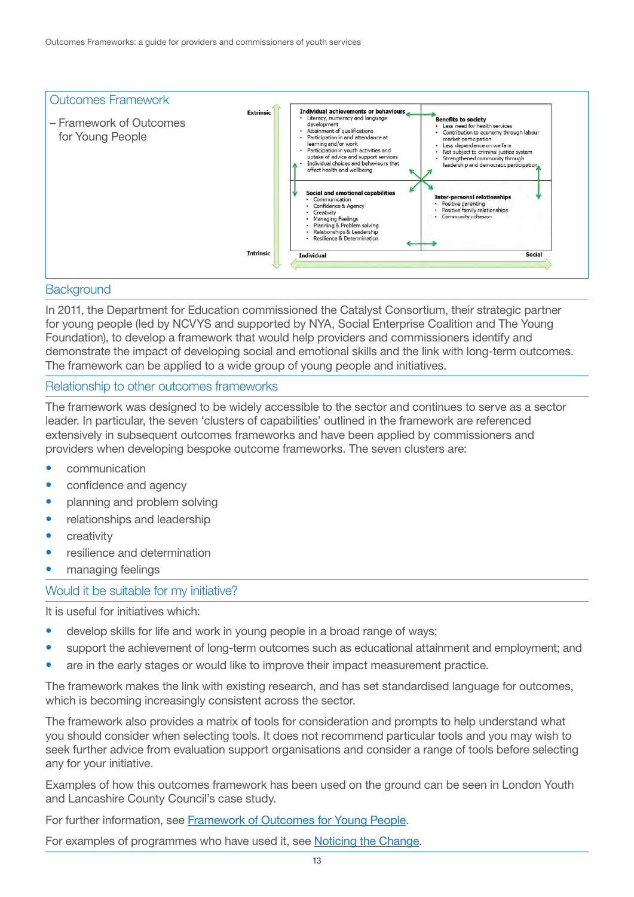## Outcomes Framework

– Framework of Outcomes for Young People

Extrinsic

**Individual achievements or behaviours**
- Literacy, numeracy and language development
- Attainment of qualifications
- Participation in and attendance at learning and/or work
- Participation in youth activities and uptake of advice and support services
- Individual choices and behaviours that affect health and wellbeing

**Benefits to society**
- Less need for health services
- Contribution to economy through labour market participation
- Less dependence on welfare
- Not subject to criminal justice system
- Strengthened community through leadership and democratic participation

**Social and emotional capabilities**
- Communication
- Confidence & Agency
- Creativity
- Managing Feelings
- Planning & Problem solving
- Relationships & Leadership
- Resilience & Determination

**Inter-personal relationships**
- Positive parenting
- Positive family relationships
- Community cohesion

Intrinsic

Individual — Social

## Background

In 2011, the Department for Education commissioned the Catalyst Consortium, their strategic partner for young people (led by NCVYS and supported by NYA, Social Enterprise Coalition and The Young Foundation), to develop a framework that would help providers and commissioners identify and demonstrate the impact of developing social and emotional skills and the link with long-term outcomes. The framework can be applied to a wide group of young people and initiatives.

## Relationship to other outcomes frameworks

The framework was designed to be widely accessible to the sector and continues to serve as a sector leader. In particular, the seven 'clusters of capabilities' outlined in the framework are referenced extensively in subsequent outcomes frameworks and have been applied by commissioners and providers when developing bespoke outcome frameworks. The seven clusters are:

- communication
- confidence and agency
- planning and problem solving
- relationships and leadership
- creativity
- resilience and determination
- managing feelings

## Would it be suitable for my initiative?

It is useful for initiatives which:

- develop skills for life and work in young people in a broad range of ways;
- support the achievement of long-term outcomes such as educational attainment and employment; and
- are in the early stages or would like to improve their impact measurement practice.

The framework makes the link with existing research, and has set standardised language for outcomes, which is becoming increasingly consistent across the sector.

The framework also provides a matrix of tools for consideration and prompts to help understand what you should consider when selecting tools. It does not recommend particular tools and you may wish to seek further advice from evaluation support organisations and consider a range of tools before selecting any for your initiative.

Examples of how this outcomes framework has been used on the ground can be seen in London Youth and Lancashire County Council's case study.

For further information, see Framework of Outcomes for Young People.

For examples of programmes who have used it, see Noticing the Change.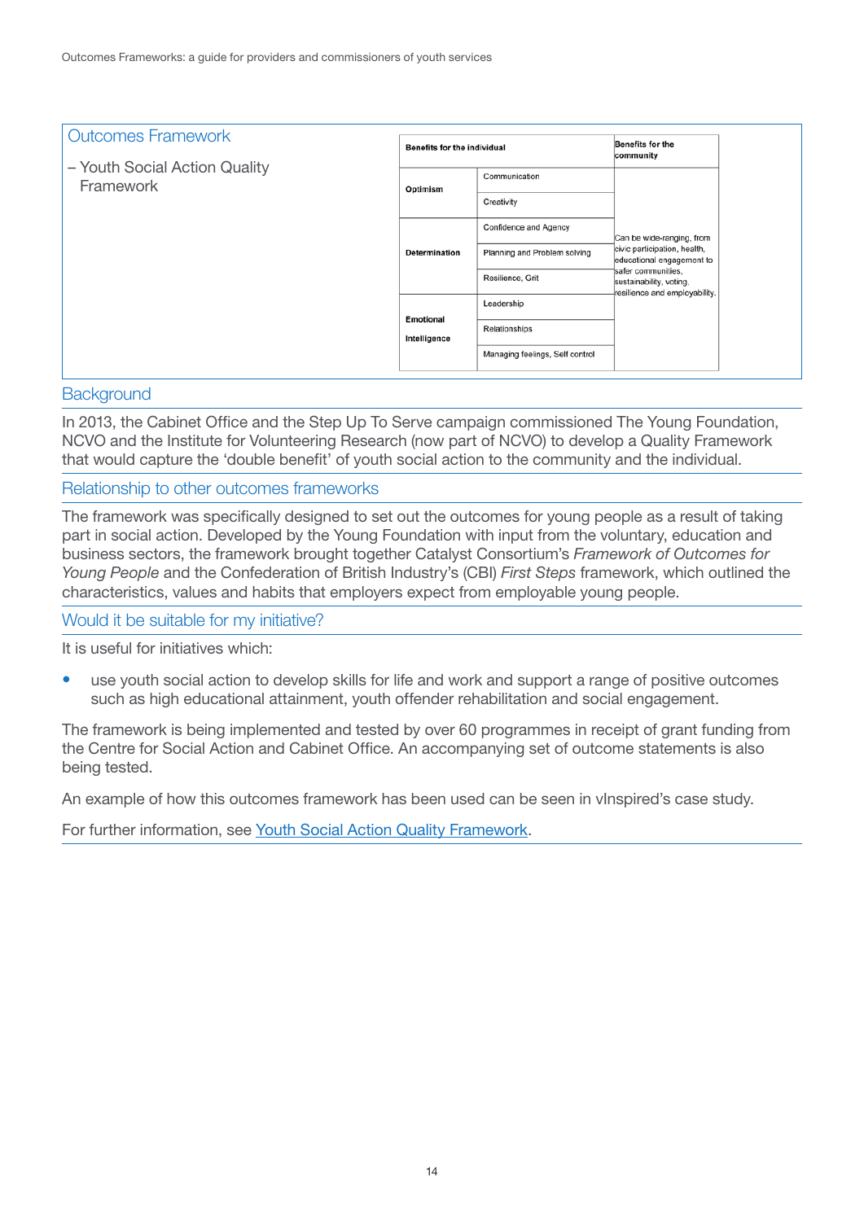## Outcomes Framework

– Youth Social Action Quality Framework

| Benefits for the individual | | Benefits for the community |
|---|---|---|
| Optimism | Communication | Can be wide-ranging, from civic participation, health, educational engagement to safer communities, sustainability, voting, resilience and employability. |
| | Creativity | |
| Determination | Confidence and Agency | |
| | Planning and Problem solving | |
| | Resilience, Grit | |
| Emotional Intelligence | Leadership | |
| | Relationships | |
| | Managing feelings, Self control | |

## Background

In 2013, the Cabinet Office and the Step Up To Serve campaign commissioned The Young Foundation, NCVO and the Institute for Volunteering Research (now part of NCVO) to develop a Quality Framework that would capture the 'double benefit' of youth social action to the community and the individual.

## Relationship to other outcomes frameworks

The framework was specifically designed to set out the outcomes for young people as a result of taking part in social action. Developed by the Young Foundation with input from the voluntary, education and business sectors, the framework brought together Catalyst Consortium's *Framework of Outcomes for Young People* and the Confederation of British Industry's (CBI) *First Steps* framework, which outlined the characteristics, values and habits that employers expect from employable young people.

## Would it be suitable for my initiative?

It is useful for initiatives which:

- use youth social action to develop skills for life and work and support a range of positive outcomes such as high educational attainment, youth offender rehabilitation and social engagement.

The framework is being implemented and tested by over 60 programmes in receipt of grant funding from the Centre for Social Action and Cabinet Office. An accompanying set of outcome statements is also being tested.

An example of how this outcomes framework has been used can be seen in vInspired's case study.

For further information, see Youth Social Action Quality Framework.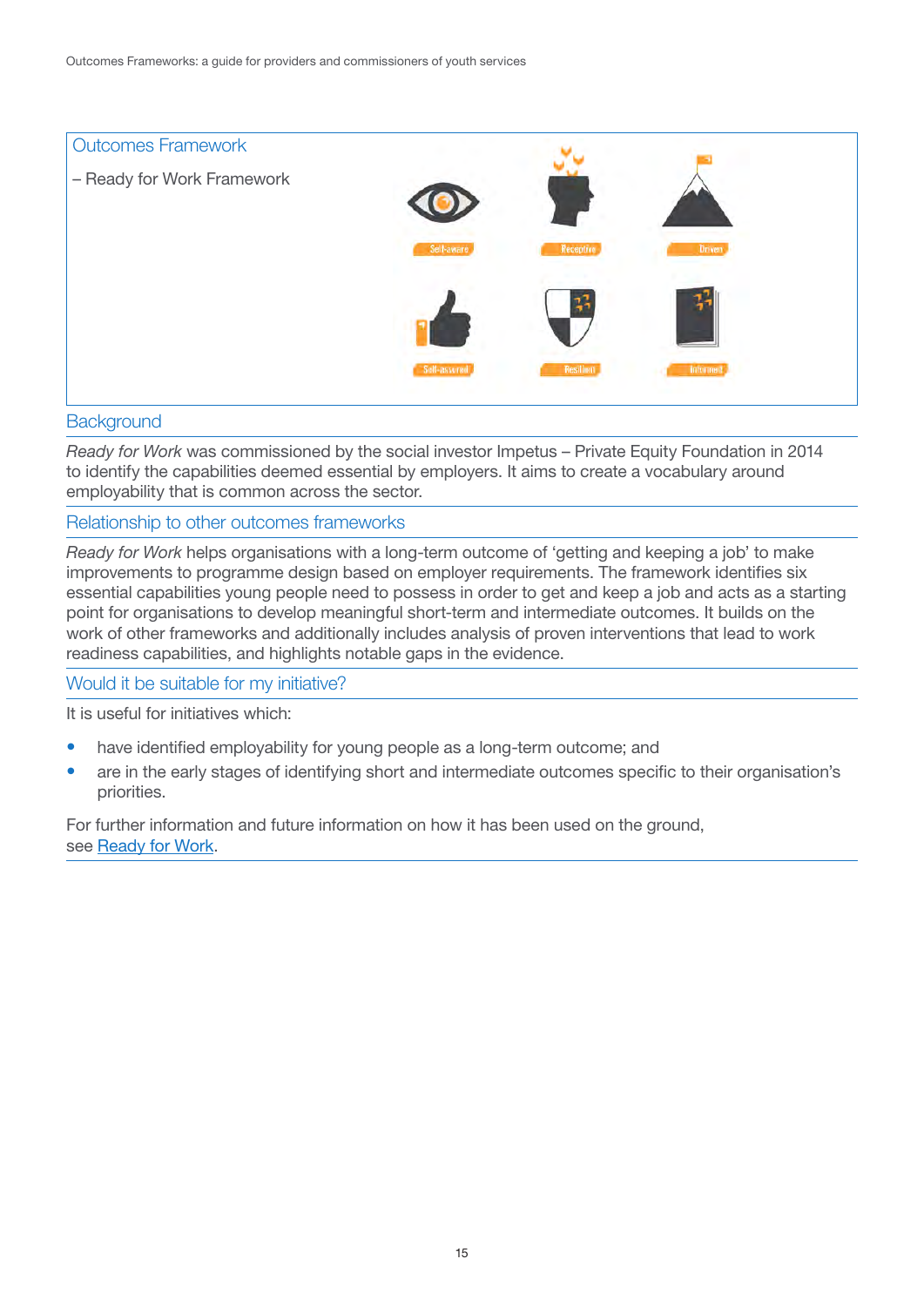## Outcomes Framework

– Ready for Work Framework

Self-aware | Receptive | Driven

Self-assured | Resilient | Informed

## Background

*Ready for Work* was commissioned by the social investor Impetus – Private Equity Foundation in 2014 to identify the capabilities deemed essential by employers. It aims to create a vocabulary around employability that is common across the sector.

## Relationship to other outcomes frameworks

*Ready for Work* helps organisations with a long-term outcome of 'getting and keeping a job' to make improvements to programme design based on employer requirements. The framework identifies six essential capabilities young people need to possess in order to get and keep a job and acts as a starting point for organisations to develop meaningful short-term and intermediate outcomes. It builds on the work of other frameworks and additionally includes analysis of proven interventions that lead to work readiness capabilities, and highlights notable gaps in the evidence.

## Would it be suitable for my initiative?

It is useful for initiatives which:

- have identified employability for young people as a long-term outcome; and
- are in the early stages of identifying short and intermediate outcomes specific to their organisation's priorities.

For further information and future information on how it has been used on the ground, see [Ready for Work](#).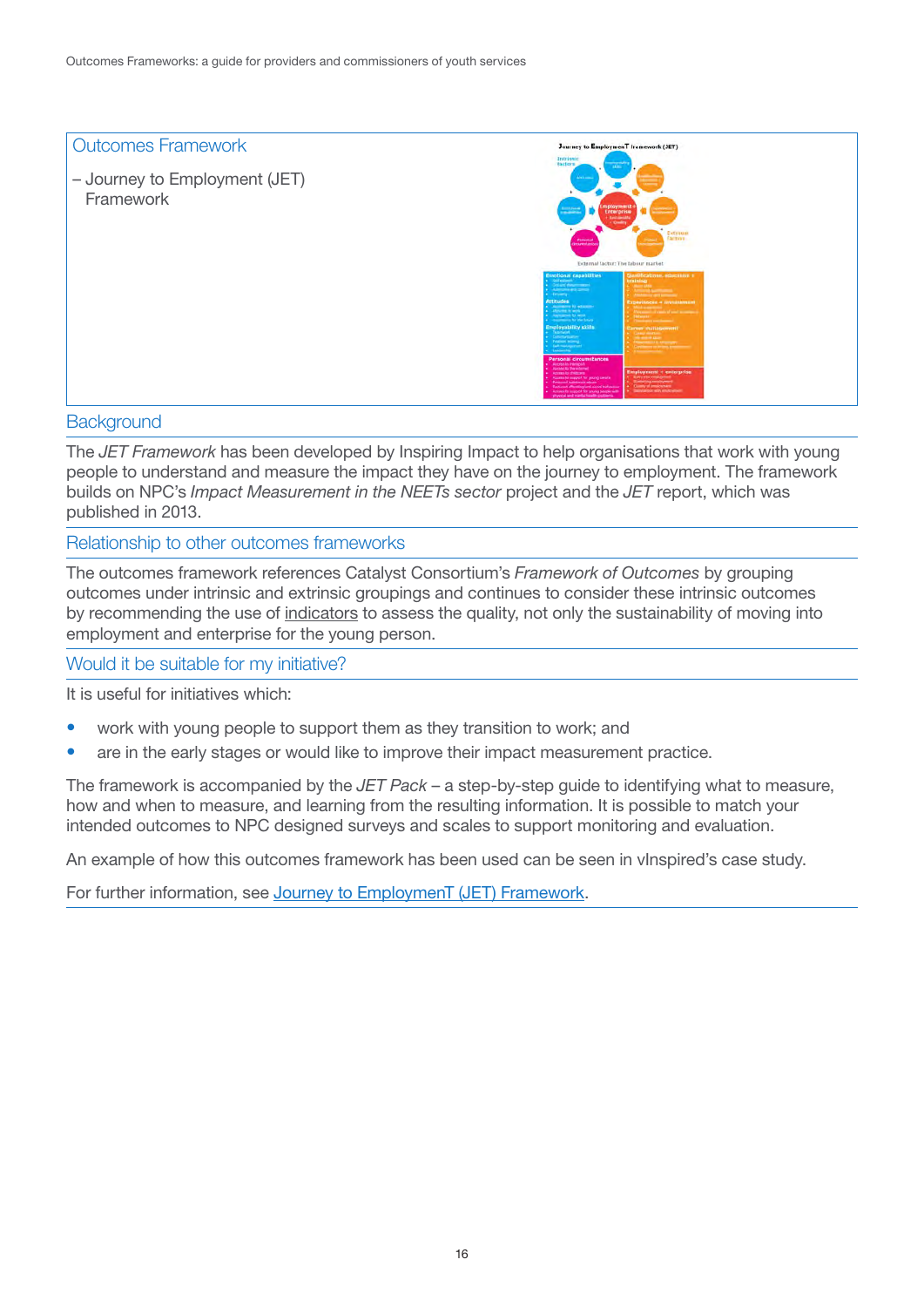## Outcomes Framework

– Journey to Employment (JET) Framework

## Background

The *JET Framework* has been developed by Inspiring Impact to help organisations that work with young people to understand and measure the impact they have on the journey to employment. The framework builds on NPC's *Impact Measurement in the NEETs sector* project and the *JET* report, which was published in 2013.

## Relationship to other outcomes frameworks

The outcomes framework references Catalyst Consortium's *Framework of Outcomes* by grouping outcomes under intrinsic and extrinsic groupings and continues to consider these intrinsic outcomes by recommending the use of indicators to assess the quality, not only the sustainability of moving into employment and enterprise for the young person.

## Would it be suitable for my initiative?

It is useful for initiatives which:

- work with young people to support them as they transition to work; and
- are in the early stages or would like to improve their impact measurement practice.

The framework is accompanied by the *JET Pack* – a step-by-step guide to identifying what to measure, how and when to measure, and learning from the resulting information. It is possible to match your intended outcomes to NPC designed surveys and scales to support monitoring and evaluation.

An example of how this outcomes framework has been used can be seen in vInspired's case study.

For further information, see Journey to EmploymenT (JET) Framework.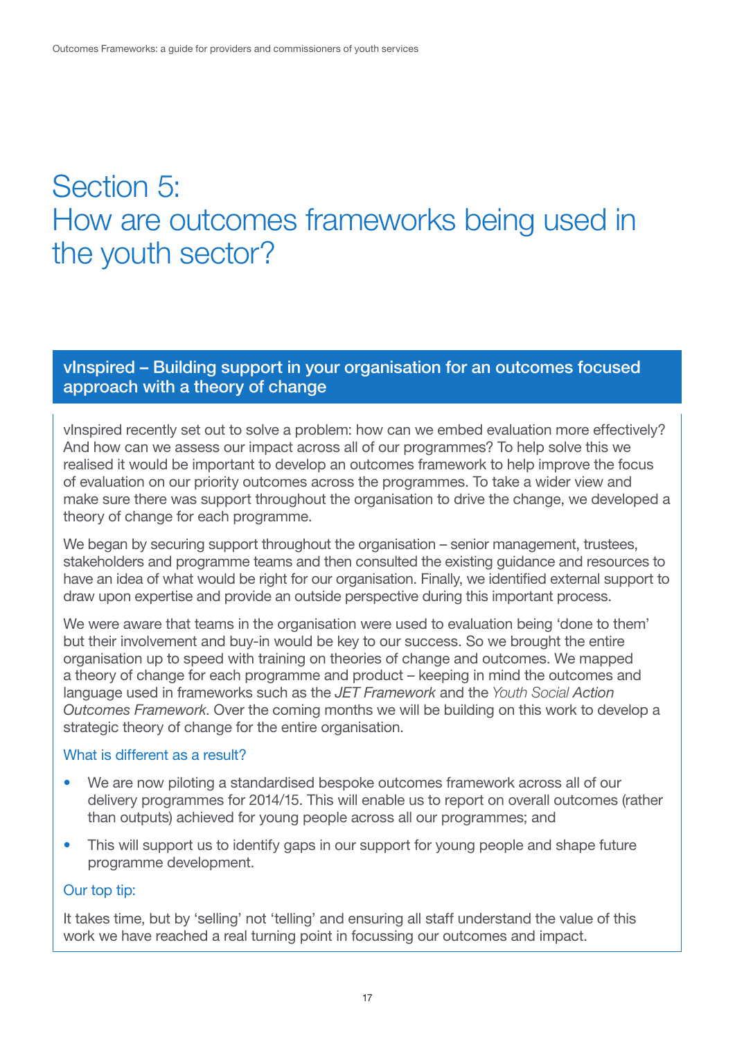# Section 5: How are outcomes frameworks being used in the youth sector?

## vInspired – Building support in your organisation for an outcomes focused approach with a theory of change

vInspired recently set out to solve a problem: how can we embed evaluation more effectively? And how can we assess our impact across all of our programmes? To help solve this we realised it would be important to develop an outcomes framework to help improve the focus of evaluation on our priority outcomes across the programmes. To take a wider view and make sure there was support throughout the organisation to drive the change, we developed a theory of change for each programme.

We began by securing support throughout the organisation – senior management, trustees, stakeholders and programme teams and then consulted the existing guidance and resources to have an idea of what would be right for our organisation. Finally, we identified external support to draw upon expertise and provide an outside perspective during this important process.

We were aware that teams in the organisation were used to evaluation being 'done to them' but their involvement and buy-in would be key to our success. So we brought the entire organisation up to speed with training on theories of change and outcomes. We mapped a theory of change for each programme and product – keeping in mind the outcomes and language used in frameworks such as the *JET Framework* and the *Youth Social Action Outcomes Framework*. Over the coming months we will be building on this work to develop a strategic theory of change for the entire organisation.

### What is different as a result?

- We are now piloting a standardised bespoke outcomes framework across all of our delivery programmes for 2014/15. This will enable us to report on overall outcomes (rather than outputs) achieved for young people across all our programmes; and
- This will support us to identify gaps in our support for young people and shape future programme development.

### Our top tip:

It takes time, but by 'selling' not 'telling' and ensuring all staff understand the value of this work we have reached a real turning point in focussing our outcomes and impact.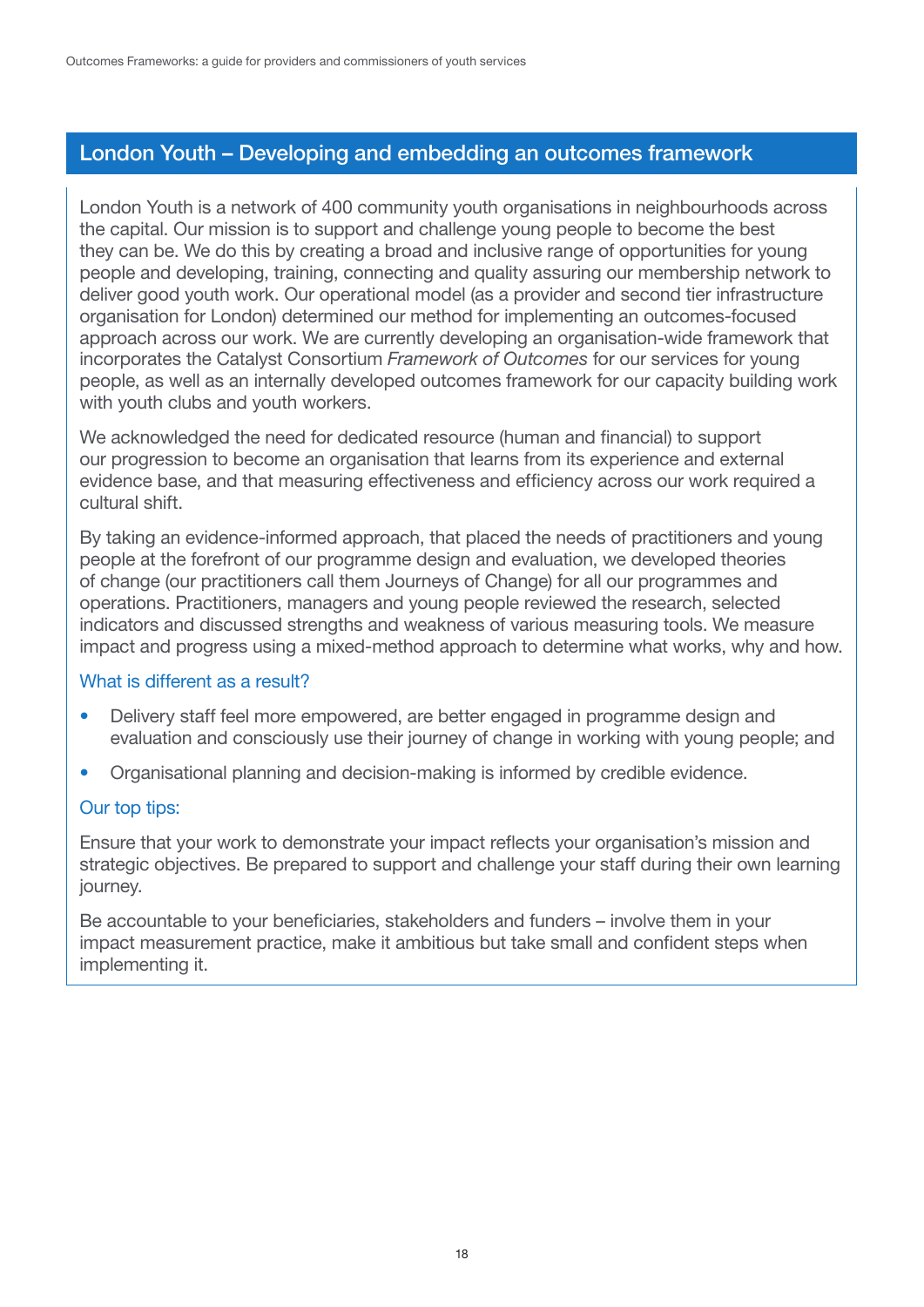## London Youth – Developing and embedding an outcomes framework

London Youth is a network of 400 community youth organisations in neighbourhoods across the capital. Our mission is to support and challenge young people to become the best they can be. We do this by creating a broad and inclusive range of opportunities for young people and developing, training, connecting and quality assuring our membership network to deliver good youth work. Our operational model (as a provider and second tier infrastructure organisation for London) determined our method for implementing an outcomes-focused approach across our work. We are currently developing an organisation-wide framework that incorporates the Catalyst Consortium *Framework of Outcomes* for our services for young people, as well as an internally developed outcomes framework for our capacity building work with youth clubs and youth workers.

We acknowledged the need for dedicated resource (human and financial) to support our progression to become an organisation that learns from its experience and external evidence base, and that measuring effectiveness and efficiency across our work required a cultural shift.

By taking an evidence-informed approach, that placed the needs of practitioners and young people at the forefront of our programme design and evaluation, we developed theories of change (our practitioners call them Journeys of Change) for all our programmes and operations. Practitioners, managers and young people reviewed the research, selected indicators and discussed strengths and weakness of various measuring tools. We measure impact and progress using a mixed-method approach to determine what works, why and how.

### What is different as a result?

- Delivery staff feel more empowered, are better engaged in programme design and evaluation and consciously use their journey of change in working with young people; and
- Organisational planning and decision-making is informed by credible evidence.

### Our top tips:

Ensure that your work to demonstrate your impact reflects your organisation's mission and strategic objectives. Be prepared to support and challenge your staff during their own learning journey.

Be accountable to your beneficiaries, stakeholders and funders – involve them in your impact measurement practice, make it ambitious but take small and confident steps when implementing it.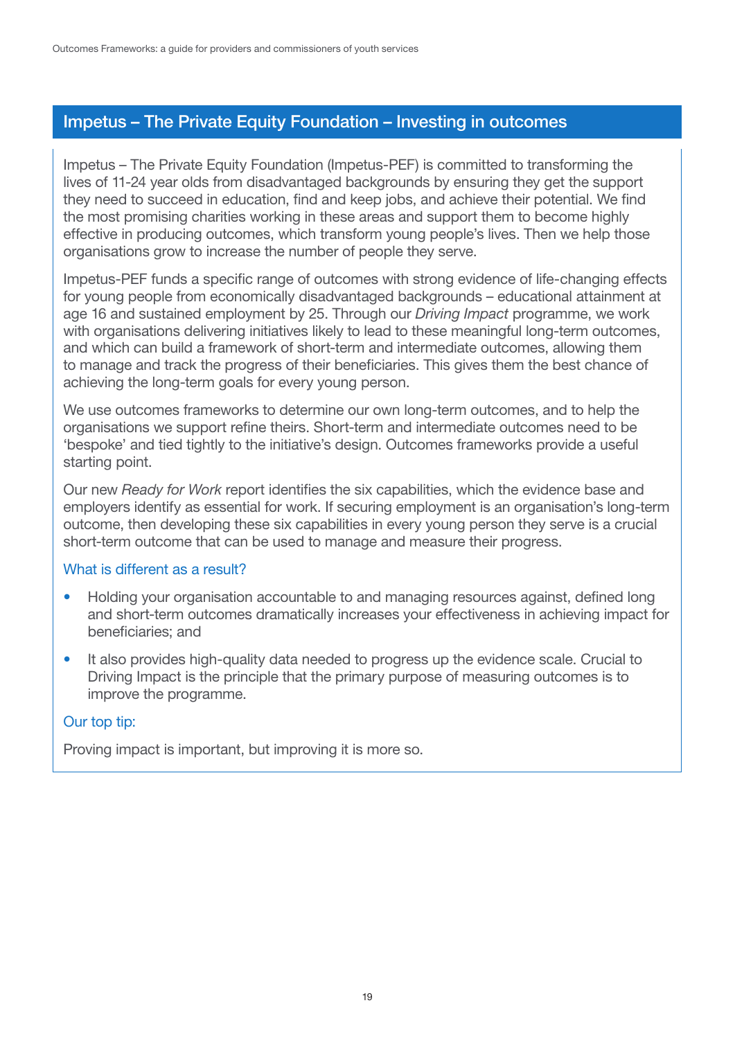## Impetus – The Private Equity Foundation – Investing in outcomes

Impetus – The Private Equity Foundation (Impetus-PEF) is committed to transforming the lives of 11-24 year olds from disadvantaged backgrounds by ensuring they get the support they need to succeed in education, find and keep jobs, and achieve their potential. We find the most promising charities working in these areas and support them to become highly effective in producing outcomes, which transform young people's lives. Then we help those organisations grow to increase the number of people they serve.

Impetus-PEF funds a specific range of outcomes with strong evidence of life-changing effects for young people from economically disadvantaged backgrounds – educational attainment at age 16 and sustained employment by 25. Through our *Driving Impact* programme, we work with organisations delivering initiatives likely to lead to these meaningful long-term outcomes, and which can build a framework of short-term and intermediate outcomes, allowing them to manage and track the progress of their beneficiaries. This gives them the best chance of achieving the long-term goals for every young person.

We use outcomes frameworks to determine our own long-term outcomes, and to help the organisations we support refine theirs. Short-term and intermediate outcomes need to be 'bespoke' and tied tightly to the initiative's design. Outcomes frameworks provide a useful starting point.

Our new *Ready for Work* report identifies the six capabilities, which the evidence base and employers identify as essential for work. If securing employment is an organisation's long-term outcome, then developing these six capabilities in every young person they serve is a crucial short-term outcome that can be used to manage and measure their progress.

### What is different as a result?

- Holding your organisation accountable to and managing resources against, defined long and short-term outcomes dramatically increases your effectiveness in achieving impact for beneficiaries; and
- It also provides high-quality data needed to progress up the evidence scale. Crucial to Driving Impact is the principle that the primary purpose of measuring outcomes is to improve the programme.

### Our top tip:

Proving impact is important, but improving it is more so.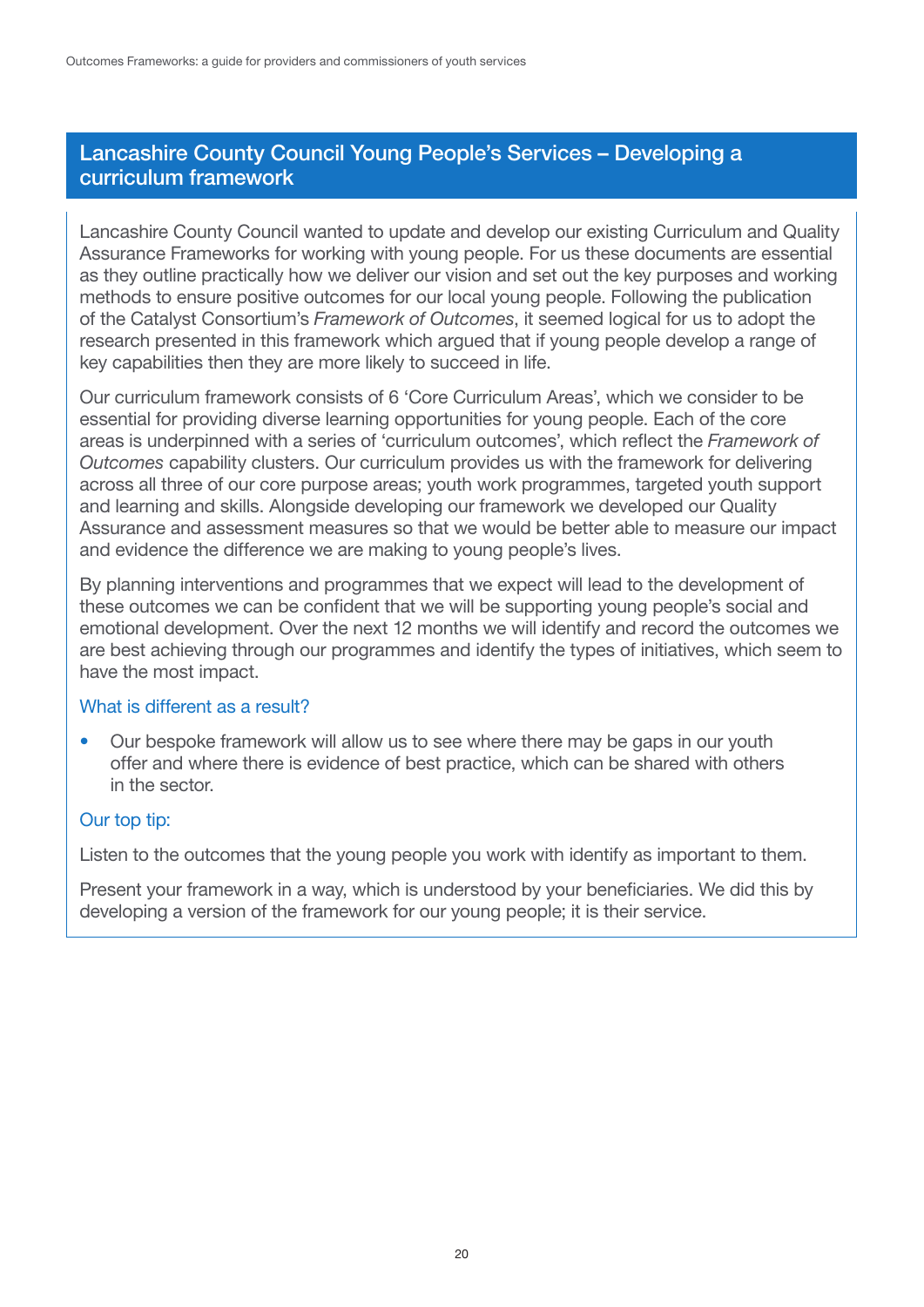## Lancashire County Council Young People's Services – Developing a curriculum framework

Lancashire County Council wanted to update and develop our existing Curriculum and Quality Assurance Frameworks for working with young people. For us these documents are essential as they outline practically how we deliver our vision and set out the key purposes and working methods to ensure positive outcomes for our local young people. Following the publication of the Catalyst Consortium's *Framework of Outcomes*, it seemed logical for us to adopt the research presented in this framework which argued that if young people develop a range of key capabilities then they are more likely to succeed in life.

Our curriculum framework consists of 6 'Core Curriculum Areas', which we consider to be essential for providing diverse learning opportunities for young people. Each of the core areas is underpinned with a series of 'curriculum outcomes', which reflect the *Framework of Outcomes* capability clusters. Our curriculum provides us with the framework for delivering across all three of our core purpose areas; youth work programmes, targeted youth support and learning and skills. Alongside developing our framework we developed our Quality Assurance and assessment measures so that we would be better able to measure our impact and evidence the difference we are making to young people's lives.

By planning interventions and programmes that we expect will lead to the development of these outcomes we can be confident that we will be supporting young people's social and emotional development. Over the next 12 months we will identify and record the outcomes we are best achieving through our programmes and identify the types of initiatives, which seem to have the most impact.

### What is different as a result?

- Our bespoke framework will allow us to see where there may be gaps in our youth offer and where there is evidence of best practice, which can be shared with others in the sector.

### Our top tip:

Listen to the outcomes that the young people you work with identify as important to them.

Present your framework in a way, which is understood by your beneficiaries. We did this by developing a version of the framework for our young people; it is their service.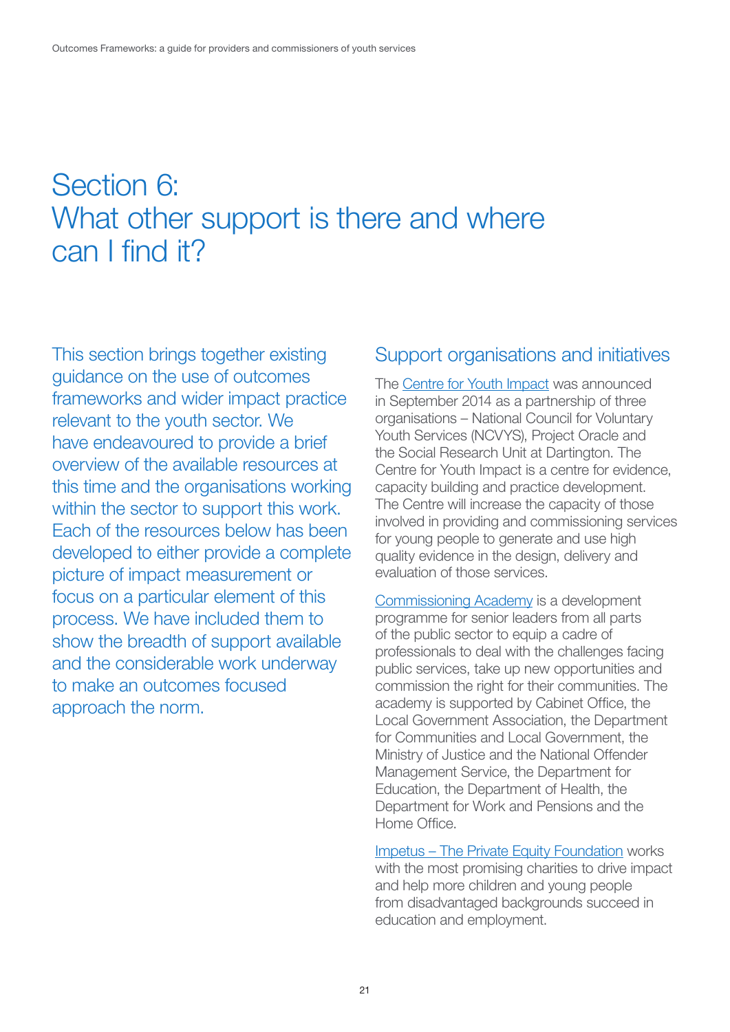# Section 6: What other support is there and where can I find it?

This section brings together existing guidance on the use of outcomes frameworks and wider impact practice relevant to the youth sector. We have endeavoured to provide a brief overview of the available resources at this time and the organisations working within the sector to support this work. Each of the resources below has been developed to either provide a complete picture of impact measurement or focus on a particular element of this process. We have included them to show the breadth of support available and the considerable work underway to make an outcomes focused approach the norm.

## Support organisations and initiatives

The Centre for Youth Impact was announced in September 2014 as a partnership of three organisations – National Council for Voluntary Youth Services (NCVYS), Project Oracle and the Social Research Unit at Dartington. The Centre for Youth Impact is a centre for evidence, capacity building and practice development. The Centre will increase the capacity of those involved in providing and commissioning services for young people to generate and use high quality evidence in the design, delivery and evaluation of those services.

Commissioning Academy is a development programme for senior leaders from all parts of the public sector to equip a cadre of professionals to deal with the challenges facing public services, take up new opportunities and commission the right for their communities. The academy is supported by Cabinet Office, the Local Government Association, the Department for Communities and Local Government, the Ministry of Justice and the National Offender Management Service, the Department for Education, the Department of Health, the Department for Work and Pensions and the Home Office.

Impetus – The Private Equity Foundation works with the most promising charities to drive impact and help more children and young people from disadvantaged backgrounds succeed in education and employment.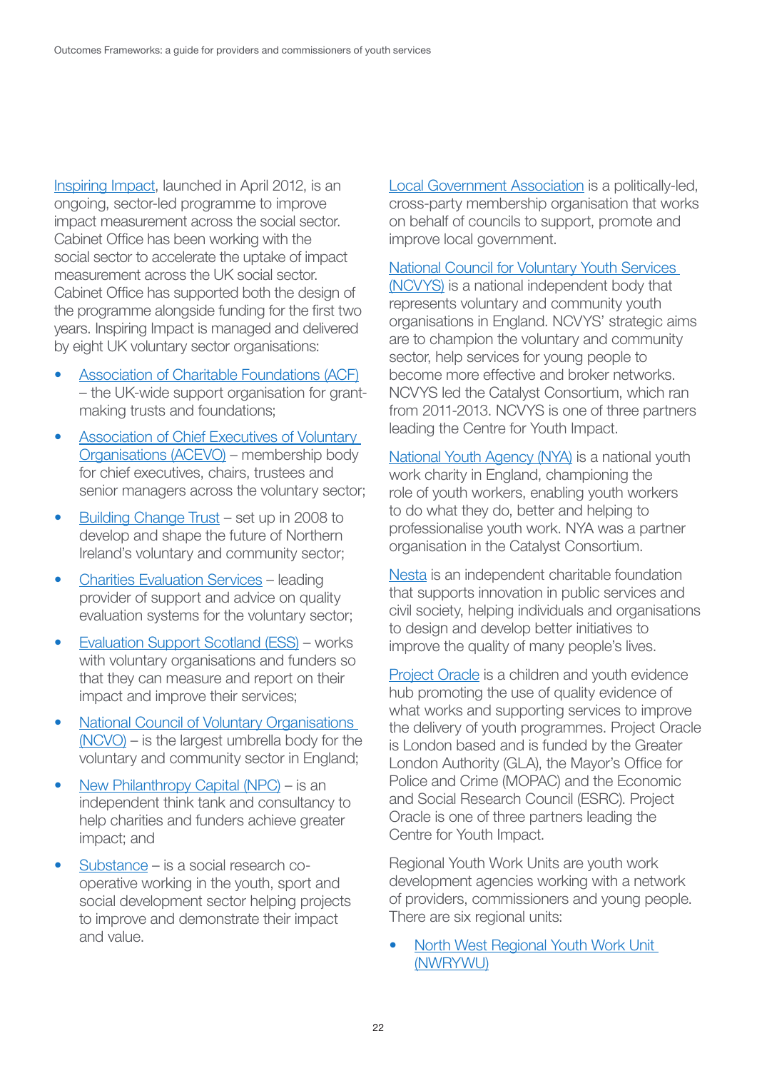Inspiring Impact, launched in April 2012, is an ongoing, sector-led programme to improve impact measurement across the social sector. Cabinet Office has been working with the social sector to accelerate the uptake of impact measurement across the UK social sector. Cabinet Office has supported both the design of the programme alongside funding for the first two years. Inspiring Impact is managed and delivered by eight UK voluntary sector organisations:

- Association of Charitable Foundations (ACF) – the UK-wide support organisation for grant-making trusts and foundations;
- Association of Chief Executives of Voluntary Organisations (ACEVO) – membership body for chief executives, chairs, trustees and senior managers across the voluntary sector;
- Building Change Trust – set up in 2008 to develop and shape the future of Northern Ireland's voluntary and community sector;
- Charities Evaluation Services – leading provider of support and advice on quality evaluation systems for the voluntary sector;
- Evaluation Support Scotland (ESS) – works with voluntary organisations and funders so that they can measure and report on their impact and improve their services;
- National Council of Voluntary Organisations (NCVO) – is the largest umbrella body for the voluntary and community sector in England;
- New Philanthropy Capital (NPC) – is an independent think tank and consultancy to help charities and funders achieve greater impact; and
- Substance – is a social research co-operative working in the youth, sport and social development sector helping projects to improve and demonstrate their impact and value.

Local Government Association is a politically-led, cross-party membership organisation that works on behalf of councils to support, promote and improve local government.

National Council for Voluntary Youth Services (NCVYS) is a national independent body that represents voluntary and community youth organisations in England. NCVYS' strategic aims are to champion the voluntary and community sector, help services for young people to become more effective and broker networks. NCVYS led the Catalyst Consortium, which ran from 2011-2013. NCVYS is one of three partners leading the Centre for Youth Impact.

National Youth Agency (NYA) is a national youth work charity in England, championing the role of youth workers, enabling youth workers to do what they do, better and helping to professionalise youth work. NYA was a partner organisation in the Catalyst Consortium.

Nesta is an independent charitable foundation that supports innovation in public services and civil society, helping individuals and organisations to design and develop better initiatives to improve the quality of many people's lives.

Project Oracle is a children and youth evidence hub promoting the use of quality evidence of what works and supporting services to improve the delivery of youth programmes. Project Oracle is London based and is funded by the Greater London Authority (GLA), the Mayor's Office for Police and Crime (MOPAC) and the Economic and Social Research Council (ESRC). Project Oracle is one of three partners leading the Centre for Youth Impact.

Regional Youth Work Units are youth work development agencies working with a network of providers, commissioners and young people. There are six regional units:

- North West Regional Youth Work Unit (NWRYWU)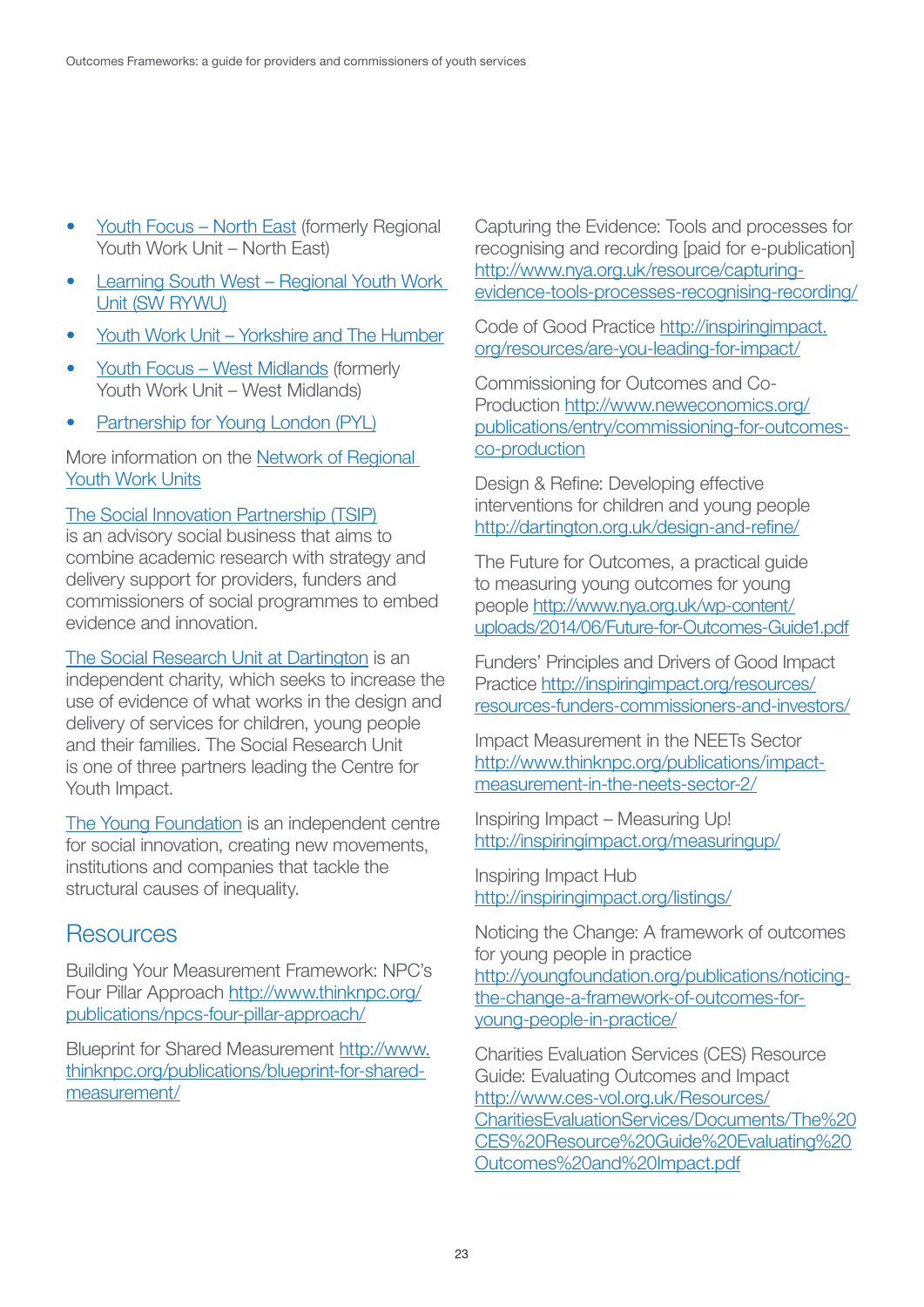- Youth Focus – North East (formerly Regional Youth Work Unit – North East)
- Learning South West – Regional Youth Work Unit (SW RYWU)
- Youth Work Unit – Yorkshire and The Humber
- Youth Focus – West Midlands (formerly Youth Work Unit – West Midlands)
- Partnership for Young London (PYL)

More information on the Network of Regional Youth Work Units

The Social Innovation Partnership (TSIP) is an advisory social business that aims to combine academic research with strategy and delivery support for providers, funders and commissioners of social programmes to embed evidence and innovation.

The Social Research Unit at Dartington is an independent charity, which seeks to increase the use of evidence of what works in the design and delivery of services for children, young people and their families. The Social Research Unit is one of three partners leading the Centre for Youth Impact.

The Young Foundation is an independent centre for social innovation, creating new movements, institutions and companies that tackle the structural causes of inequality.

## Resources

Building Your Measurement Framework: NPC's Four Pillar Approach http://www.thinknpc.org/publications/npcs-four-pillar-approach/

Blueprint for Shared Measurement http://www.thinknpc.org/publications/blueprint-for-shared-measurement/

Capturing the Evidence: Tools and processes for recognising and recording [paid for e-publication] http://www.nya.org.uk/resource/capturing-evidence-tools-processes-recognising-recording/

Code of Good Practice http://inspiringimpact.org/resources/are-you-leading-for-impact/

Commissioning for Outcomes and Co-Production http://www.neweconomics.org/publications/entry/commissioning-for-outcomes-co-production

Design & Refine: Developing effective interventions for children and young people http://dartington.org.uk/design-and-refine/

The Future for Outcomes, a practical guide to measuring young outcomes for young people http://www.nya.org.uk/wp-content/uploads/2014/06/Future-for-Outcomes-Guide1.pdf

Funders' Principles and Drivers of Good Impact Practice http://inspiringimpact.org/resources/resources-funders-commissioners-and-investors/

Impact Measurement in the NEETs Sector http://www.thinknpc.org/publications/impact-measurement-in-the-neets-sector-2/

Inspiring Impact – Measuring Up! http://inspiringimpact.org/measuringup/

Inspiring Impact Hub http://inspiringimpact.org/listings/

Noticing the Change: A framework of outcomes for young people in practice http://youngfoundation.org/publications/noticing-the-change-a-framework-of-outcomes-for-young-people-in-practice/

Charities Evaluation Services (CES) Resource Guide: Evaluating Outcomes and Impact http://www.ces-vol.org.uk/Resources/CharitiesEvaluationServices/Documents/The%20CES%20Resource%20Guide%20Evaluating%20Outcomes%20and%20Impact.pdf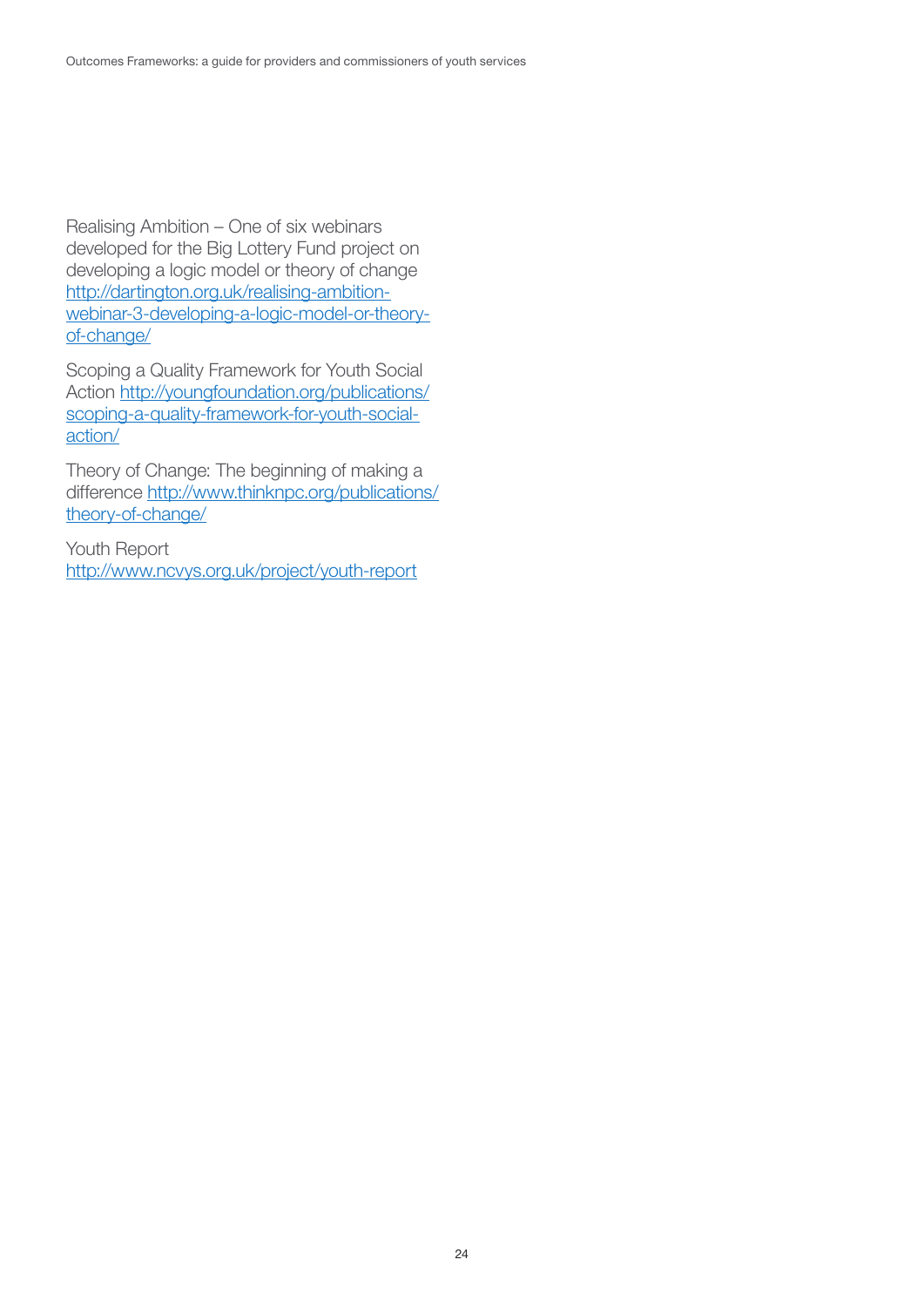Realising Ambition – One of six webinars developed for the Big Lottery Fund project on developing a logic model or theory of change http://dartington.org.uk/realising-ambition-webinar-3-developing-a-logic-model-or-theory-of-change/

Scoping a Quality Framework for Youth Social Action http://youngfoundation.org/publications/scoping-a-quality-framework-for-youth-social-action/

Theory of Change: The beginning of making a difference http://www.thinknpc.org/publications/theory-of-change/

Youth Report
http://www.ncvys.org.uk/project/youth-report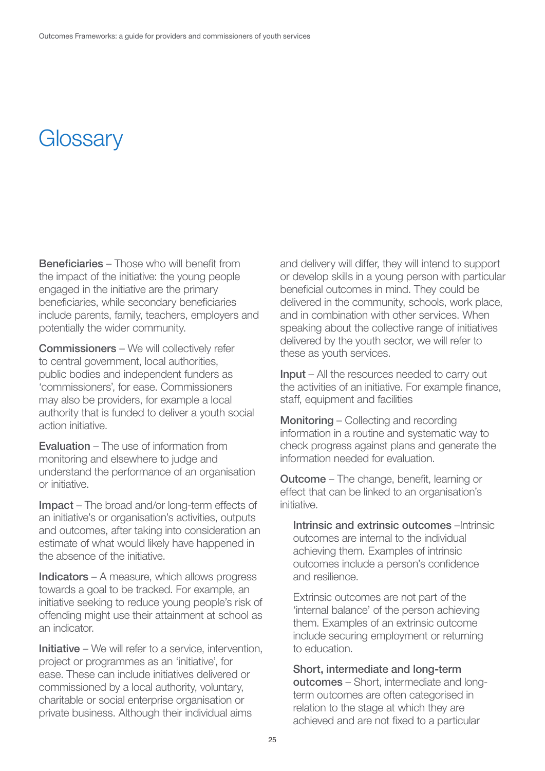# Glossary

**Beneficiaries** – Those who will benefit from the impact of the initiative: the young people engaged in the initiative are the primary beneficiaries, while secondary beneficiaries include parents, family, teachers, employers and potentially the wider community.

**Commissioners** – We will collectively refer to central government, local authorities, public bodies and independent funders as 'commissioners', for ease. Commissioners may also be providers, for example a local authority that is funded to deliver a youth social action initiative.

**Evaluation** – The use of information from monitoring and elsewhere to judge and understand the performance of an organisation or initiative.

**Impact** – The broad and/or long-term effects of an initiative's or organisation's activities, outputs and outcomes, after taking into consideration an estimate of what would likely have happened in the absence of the initiative.

**Indicators** – A measure, which allows progress towards a goal to be tracked. For example, an initiative seeking to reduce young people's risk of offending might use their attainment at school as an indicator.

**Initiative** – We will refer to a service, intervention, project or programmes as an 'initiative', for ease. These can include initiatives delivered or commissioned by a local authority, voluntary, charitable or social enterprise organisation or private business. Although their individual aims and delivery will differ, they will intend to support or develop skills in a young person with particular beneficial outcomes in mind. They could be delivered in the community, schools, work place, and in combination with other services. When speaking about the collective range of initiatives delivered by the youth sector, we will refer to these as youth services.

**Input** – All the resources needed to carry out the activities of an initiative. For example finance, staff, equipment and facilities

**Monitoring** – Collecting and recording information in a routine and systematic way to check progress against plans and generate the information needed for evaluation.

**Outcome** – The change, benefit, learning or effect that can be linked to an organisation's initiative.

**Intrinsic and extrinsic outcomes** –Intrinsic outcomes are internal to the individual achieving them. Examples of intrinsic outcomes include a person's confidence and resilience.

Extrinsic outcomes are not part of the 'internal balance' of the person achieving them. Examples of an extrinsic outcome include securing employment or returning to education.

**Short, intermediate and long-term outcomes** – Short, intermediate and long-term outcomes are often categorised in relation to the stage at which they are achieved and are not fixed to a particular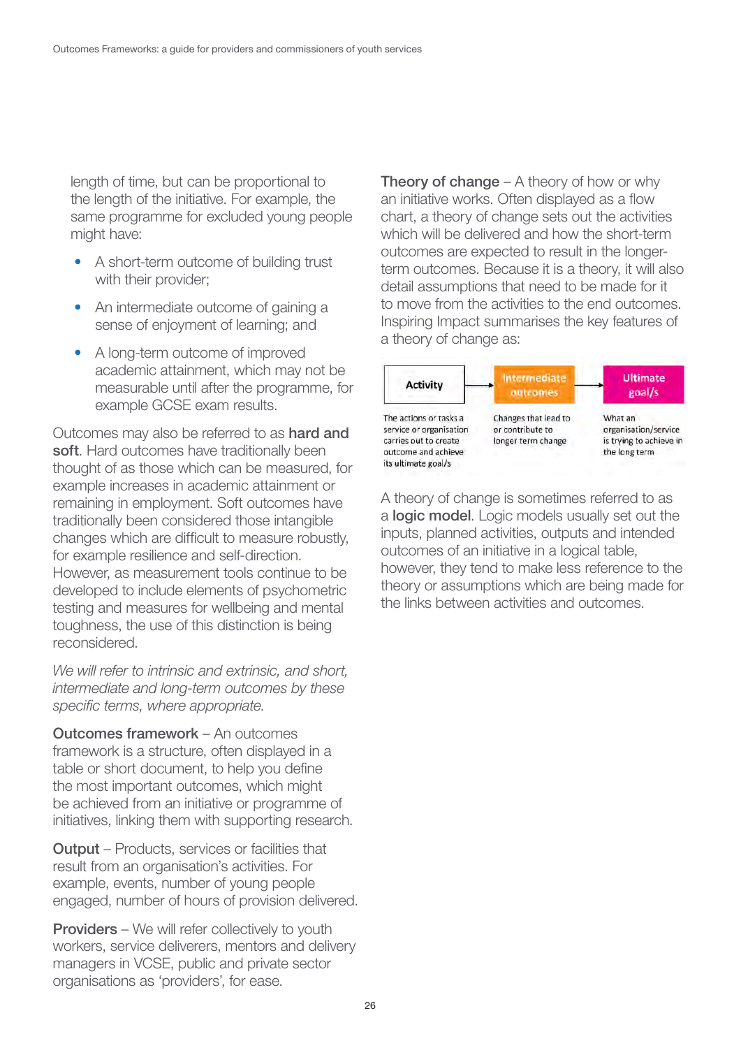length of time, but can be proportional to the length of the initiative. For example, the same programme for excluded young people might have:

- A short-term outcome of building trust with their provider;
- An intermediate outcome of gaining a sense of enjoyment of learning; and
- A long-term outcome of improved academic attainment, which may not be measurable until after the programme, for example GCSE exam results.

Outcomes may also be referred to as **hard and soft**. Hard outcomes have traditionally been thought of as those which can be measured, for example increases in academic attainment or remaining in employment. Soft outcomes have traditionally been considered those intangible changes which are difficult to measure robustly, for example resilience and self-direction. However, as measurement tools continue to be developed to include elements of psychometric testing and measures for wellbeing and mental toughness, the use of this distinction is being reconsidered.

*We will refer to intrinsic and extrinsic, and short, intermediate and long-term outcomes by these specific terms, where appropriate.*

**Outcomes framework** – An outcomes framework is a structure, often displayed in a table or short document, to help you define the most important outcomes, which might be achieved from an initiative or programme of initiatives, linking them with supporting research.

**Output** – Products, services or facilities that result from an organisation's activities. For example, events, number of young people engaged, number of hours of provision delivered.

**Providers** – We will refer collectively to youth workers, service deliverers, mentors and delivery managers in VCSE, public and private sector organisations as 'providers', for ease.

**Theory of change** – A theory of how or why an initiative works. Often displayed as a flow chart, a theory of change sets out the activities which will be delivered and how the short-term outcomes are expected to result in the longer-term outcomes. Because it is a theory, it will also detail assumptions that need to be made for it to move from the activities to the end outcomes. Inspiring Impact summarises the key features of a theory of change as:

Activity → Intermediate outcomes → Ultimate goal/s

Activity: The actions or tasks a service or organisation carries out to create outcome and achieve its ultimate goal/s

Intermediate outcomes: Changes that lead to or contribute to longer term change

Ultimate goal/s: What an organisation/service is trying to achieve in the long term

A theory of change is sometimes referred to as a **logic model**. Logic models usually set out the inputs, planned activities, outputs and intended outcomes of an initiative in a logical table, however, they tend to make less reference to the theory or assumptions which are being made for the links between activities and outcomes.